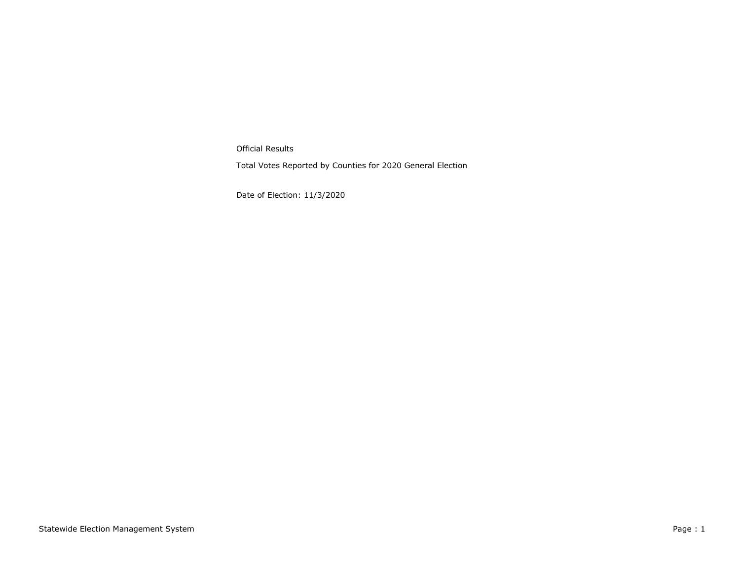Official Results

Total Votes Reported by Counties for 2020 General Election

Date of Election: 11/3/2020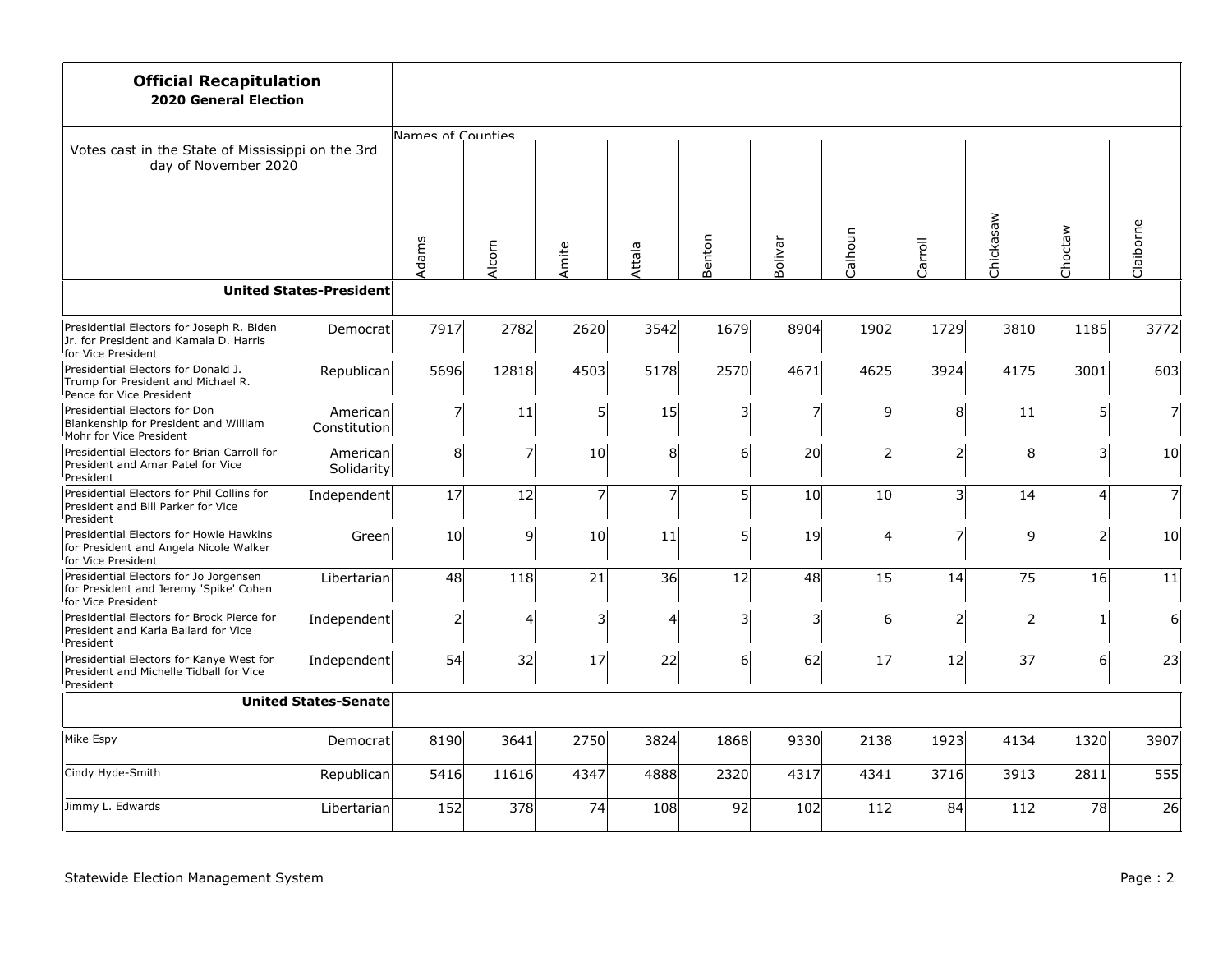**Official Recapitulation**
**2020 General Election**

Votes cast in the State of Mississippi on the 3rd day of November 2020

| | | Adams | Alcorn | Amite | Attala | Benton | Bolivar | Calhoun | Carroll | Chickasaw | Choctaw | Claiborne |
|---|---|---|---|---|---|---|---|---|---|---|---|---|
| **United States-President** | | | | | | | | | | | | |
| Presidential Electors for Joseph R. Biden Jr. for President and Kamala D. Harris for Vice President | Democrat | 7917 | 2782 | 2620 | 3542 | 1679 | 8904 | 1902 | 1729 | 3810 | 1185 | 3772 |
| Presidential Electors for Donald J. Trump for President and Michael R. Pence for Vice President | Republican | 5696 | 12818 | 4503 | 5178 | 2570 | 4671 | 4625 | 3924 | 4175 | 3001 | 603 |
| Presidential Electors for Don Blankenship for President and William Mohr for Vice President | American Constitution | 7 | 11 | 5 | 15 | 3 | 7 | 9 | 8 | 11 | 5 | 7 |
| Presidential Electors for Brian Carroll for President and Amar Patel for Vice President | American Solidarity | 8 | 7 | 10 | 8 | 6 | 20 | 2 | 2 | 8 | 3 | 10 |
| Presidential Electors for Phil Collins for President and Bill Parker for Vice President | Independent | 17 | 12 | 7 | 7 | 5 | 10 | 10 | 3 | 14 | 4 | 7 |
| Presidential Electors for Howie Hawkins for President and Angela Nicole Walker for Vice President | Green | 10 | 9 | 10 | 11 | 5 | 19 | 4 | 7 | 9 | 2 | 10 |
| Presidential Electors for Jo Jorgensen for President and Jeremy 'Spike' Cohen for Vice President | Libertarian | 48 | 118 | 21 | 36 | 12 | 48 | 15 | 14 | 75 | 16 | 11 |
| Presidential Electors for Brock Pierce for President and Karla Ballard for Vice President | Independent | 2 | 4 | 3 | 4 | 3 | 3 | 6 | 2 | 2 | 1 | 6 |
| Presidential Electors for Kanye West for President and Michelle Tidball for Vice President | Independent | 54 | 32 | 17 | 22 | 6 | 62 | 17 | 12 | 37 | 6 | 23 |
| **United States-Senate** | | | | | | | | | | | | |
| Mike Espy | Democrat | 8190 | 3641 | 2750 | 3824 | 1868 | 9330 | 2138 | 1923 | 4134 | 1320 | 3907 |
| Cindy Hyde-Smith | Republican | 5416 | 11616 | 4347 | 4888 | 2320 | 4317 | 4341 | 3716 | 3913 | 2811 | 555 |
| Jimmy L. Edwards | Libertarian | 152 | 378 | 74 | 108 | 92 | 102 | 112 | 84 | 112 | 78 | 26 |

Statewide Election Management System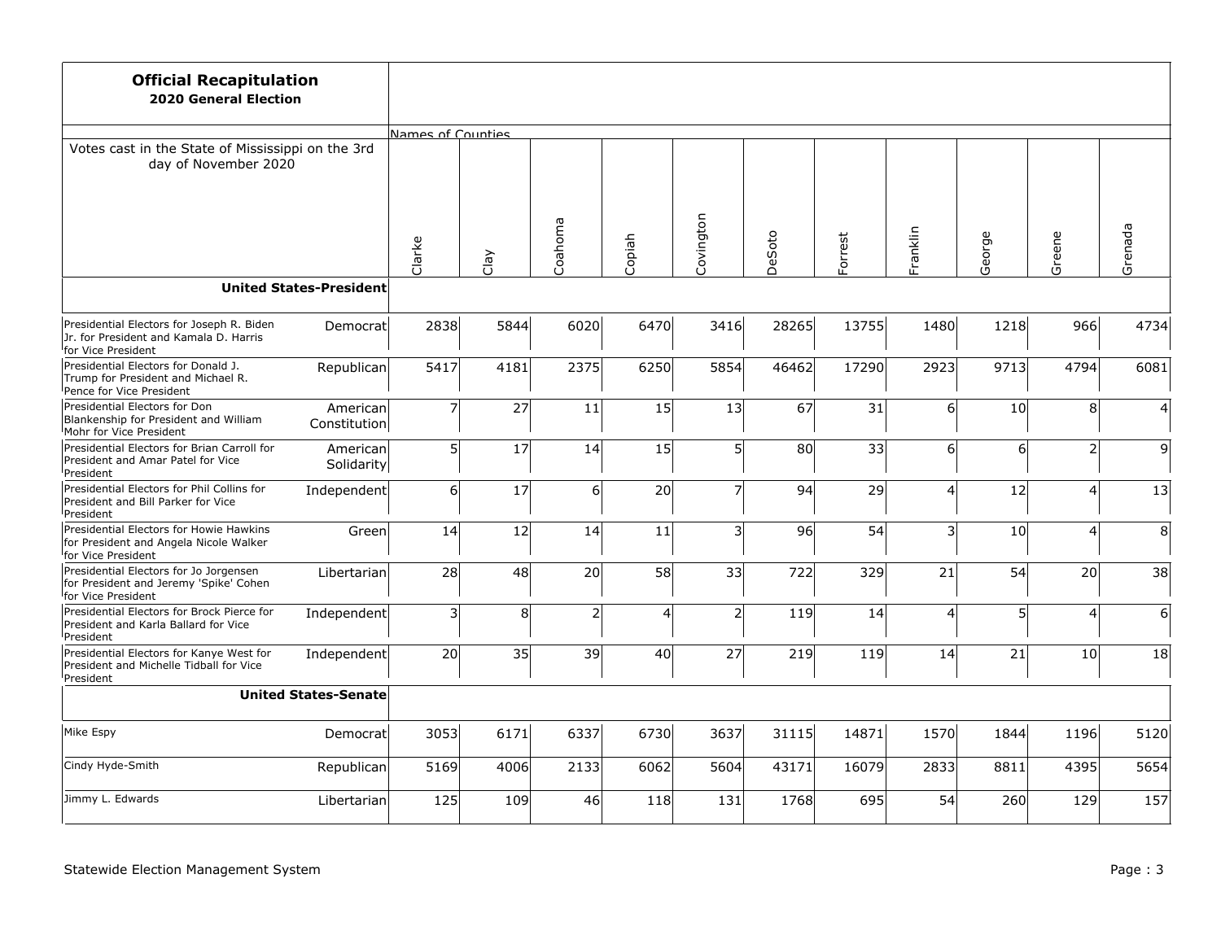## Official Recapitulation

**2020 General Election**

Votes cast in the State of Mississippi on the 3rd day of November 2020

| | | Names of Counties | | | | | | | | | | |
|---|---|---|---|---|---|---|---|---|---|---|---|---|
| | | Clarke | Clay | Coahoma | Copiah | Covington | DeSoto | Forrest | Franklin | George | Greene | Grenada |
| **United States-President** | | | | | | | | | | | | |
| Presidential Electors for Joseph R. Biden Jr. for President and Kamala D. Harris for Vice President | Democrat | 2838 | 5844 | 6020 | 6470 | 3416 | 28265 | 13755 | 1480 | 1218 | 966 | 4734 |
| Presidential Electors for Donald J. Trump for President and Michael R. Pence for Vice President | Republican | 5417 | 4181 | 2375 | 6250 | 5854 | 46462 | 17290 | 2923 | 9713 | 4794 | 6081 |
| Presidential Electors for Don Blankenship for President and William Mohr for Vice President | American Constitution | 7 | 27 | 11 | 15 | 13 | 67 | 31 | 6 | 10 | 8 | 4 |
| Presidential Electors for Brian Carroll for President and Amar Patel for Vice President | American Solidarity | 5 | 17 | 14 | 15 | 5 | 80 | 33 | 6 | 6 | 2 | 9 |
| Presidential Electors for Phil Collins for President and Bill Parker for Vice President | Independent | 6 | 17 | 6 | 20 | 7 | 94 | 29 | 4 | 12 | 4 | 13 |
| Presidential Electors for Howie Hawkins for President and Angela Nicole Walker for Vice President | Green | 14 | 12 | 14 | 11 | 3 | 96 | 54 | 3 | 10 | 4 | 8 |
| Presidential Electors for Jo Jorgensen for President and Jeremy 'Spike' Cohen for Vice President | Libertarian | 28 | 48 | 20 | 58 | 33 | 722 | 329 | 21 | 54 | 20 | 38 |
| Presidential Electors for Brock Pierce for President and Karla Ballard for Vice President | Independent | 3 | 8 | 2 | 4 | 2 | 119 | 14 | 4 | 5 | 4 | 6 |
| Presidential Electors for Kanye West for President and Michelle Tidball for Vice President | Independent | 20 | 35 | 39 | 40 | 27 | 219 | 119 | 14 | 21 | 10 | 18 |
| **United States-Senate** | | | | | | | | | | | | |
| Mike Espy | Democrat | 3053 | 6171 | 6337 | 6730 | 3637 | 31115 | 14871 | 1570 | 1844 | 1196 | 5120 |
| Cindy Hyde-Smith | Republican | 5169 | 4006 | 2133 | 6062 | 5604 | 43171 | 16079 | 2833 | 8811 | 4395 | 5654 |
| Jimmy L. Edwards | Libertarian | 125 | 109 | 46 | 118 | 131 | 1768 | 695 | 54 | 260 | 129 | 157 |

Statewide Election Management System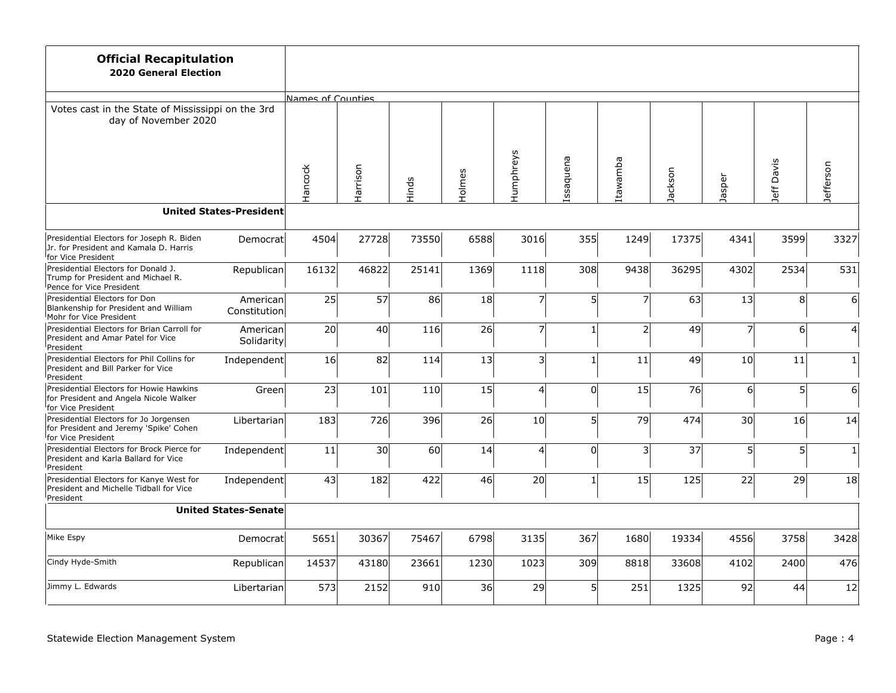## Official Recapitulation
**2020 General Election**

Votes cast in the State of Mississippi on the 3rd day of November 2020

| | | Hancock | Harrison | Hinds | Holmes | Humphreys | Issaquena | Itawamba | Jackson | Jasper | Jeff Davis | Jefferson |
|---|---|---|---|---|---|---|---|---|---|---|---|---|
| **United States-President** | | | | | | | | | | | | |
| Presidential Electors for Joseph R. Biden Jr. for President and Kamala D. Harris for Vice President | Democrat | 4504 | 27728 | 73550 | 6588 | 3016 | 355 | 1249 | 17375 | 4341 | 3599 | 3327 |
| Presidential Electors for Donald J. Trump for President and Michael R. Pence for Vice President | Republican | 16132 | 46822 | 25141 | 1369 | 1118 | 308 | 9438 | 36295 | 4302 | 2534 | 531 |
| Presidential Electors for Don Blankenship for President and William Mohr for Vice President | American Constitution | 25 | 57 | 86 | 18 | 7 | 5 | 7 | 63 | 13 | 8 | 6 |
| Presidential Electors for Brian Carroll for President and Amar Patel for Vice President | American Solidarity | 20 | 40 | 116 | 26 | 7 | 1 | 2 | 49 | 7 | 6 | 4 |
| Presidential Electors for Phil Collins for President and Bill Parker for Vice President | Independent | 16 | 82 | 114 | 13 | 3 | 1 | 11 | 49 | 10 | 11 | 1 |
| Presidential Electors for Howie Hawkins for President and Angela Nicole Walker for Vice President | Green | 23 | 101 | 110 | 15 | 4 | 0 | 15 | 76 | 6 | 5 | 6 |
| Presidential Electors for Jo Jorgensen for President and Jeremy 'Spike' Cohen for Vice President | Libertarian | 183 | 726 | 396 | 26 | 10 | 5 | 79 | 474 | 30 | 16 | 14 |
| Presidential Electors for Brock Pierce for President and Karla Ballard for Vice President | Independent | 11 | 30 | 60 | 14 | 4 | 0 | 3 | 37 | 5 | 5 | 1 |
| Presidential Electors for Kanye West for President and Michelle Tidball for Vice President | Independent | 43 | 182 | 422 | 46 | 20 | 1 | 15 | 125 | 22 | 29 | 18 |
| **United States-Senate** | | | | | | | | | | | | |
| Mike Espy | Democrat | 5651 | 30367 | 75467 | 6798 | 3135 | 367 | 1680 | 19334 | 4556 | 3758 | 3428 |
| Cindy Hyde-Smith | Republican | 14537 | 43180 | 23661 | 1230 | 1023 | 309 | 8818 | 33608 | 4102 | 2400 | 476 |
| Jimmy L. Edwards | Libertarian | 573 | 2152 | 910 | 36 | 29 | 5 | 251 | 1325 | 92 | 44 | 12 |

Statewide Election Management System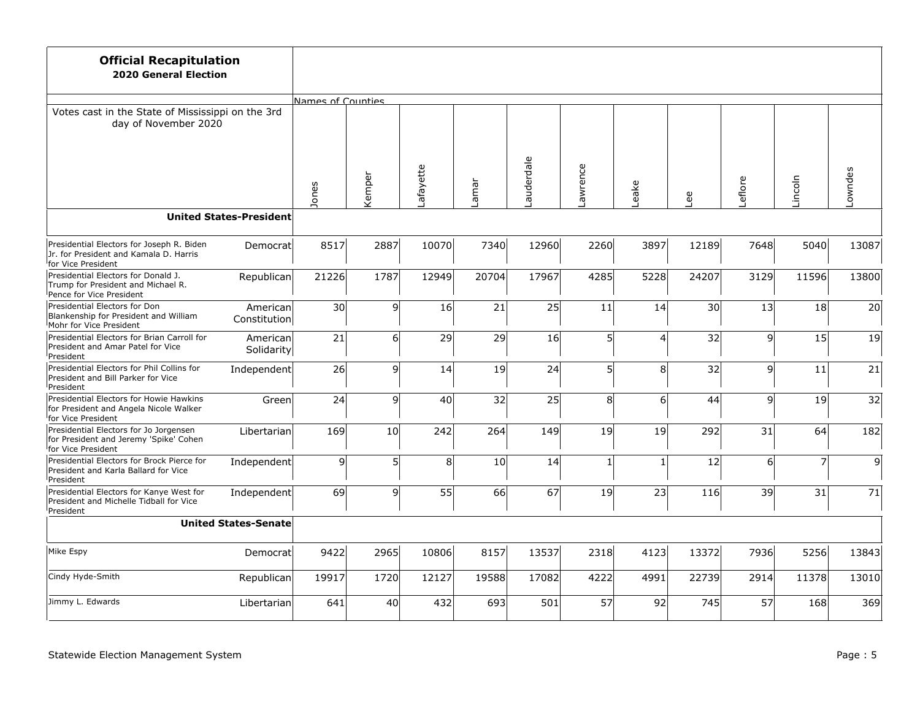## Official Recapitulation

**2020 General Election**

Votes cast in the State of Mississippi on the 3rd day of November 2020

| | | Names of Counties | | | | | | | | | | |
|---|---|---|---|---|---|---|---|---|---|---|---|---|
| | | Jones | Kemper | Lafayette | Lamar | Lauderdale | Lawrence | Leake | Lee | Leflore | Lincoln | Lowndes |
| **United States-President** | | | | | | | | | | | | |
| Presidential Electors for Joseph R. Biden Jr. for President and Kamala D. Harris for Vice President | Democrat | 8517 | 2887 | 10070 | 7340 | 12960 | 2260 | 3897 | 12189 | 7648 | 5040 | 13087 |
| Presidential Electors for Donald J. Trump for President and Michael R. Pence for Vice President | Republican | 21226 | 1787 | 12949 | 20704 | 17967 | 4285 | 5228 | 24207 | 3129 | 11596 | 13800 |
| Presidential Electors for Don Blankenship for President and William Mohr for Vice President | American Constitution | 30 | 9 | 16 | 21 | 25 | 11 | 14 | 30 | 13 | 18 | 20 |
| Presidential Electors for Brian Carroll for President and Amar Patel for Vice President | American Solidarity | 21 | 6 | 29 | 29 | 16 | 5 | 4 | 32 | 9 | 15 | 19 |
| Presidential Electors for Phil Collins for President and Bill Parker for Vice President | Independent | 26 | 9 | 14 | 19 | 24 | 5 | 8 | 32 | 9 | 11 | 21 |
| Presidential Electors for Howie Hawkins for President and Angela Nicole Walker for Vice President | Green | 24 | 9 | 40 | 32 | 25 | 8 | 6 | 44 | 9 | 19 | 32 |
| Presidential Electors for Jo Jorgensen for President and Jeremy 'Spike' Cohen for Vice President | Libertarian | 169 | 10 | 242 | 264 | 149 | 19 | 19 | 292 | 31 | 64 | 182 |
| Presidential Electors for Brock Pierce for President and Karla Ballard for Vice President | Independent | 9 | 5 | 8 | 10 | 14 | 1 | 1 | 12 | 6 | 7 | 9 |
| Presidential Electors for Kanye West for President and Michelle Tidball for Vice President | Independent | 69 | 9 | 55 | 66 | 67 | 19 | 23 | 116 | 39 | 31 | 71 |
| **United States-Senate** | | | | | | | | | | | | |
| Mike Espy | Democrat | 9422 | 2965 | 10806 | 8157 | 13537 | 2318 | 4123 | 13372 | 7936 | 5256 | 13843 |
| Cindy Hyde-Smith | Republican | 19917 | 1720 | 12127 | 19588 | 17082 | 4222 | 4991 | 22739 | 2914 | 11378 | 13010 |
| Jimmy L. Edwards | Libertarian | 641 | 40 | 432 | 693 | 501 | 57 | 92 | 745 | 57 | 168 | 369 |

Statewide Election Management System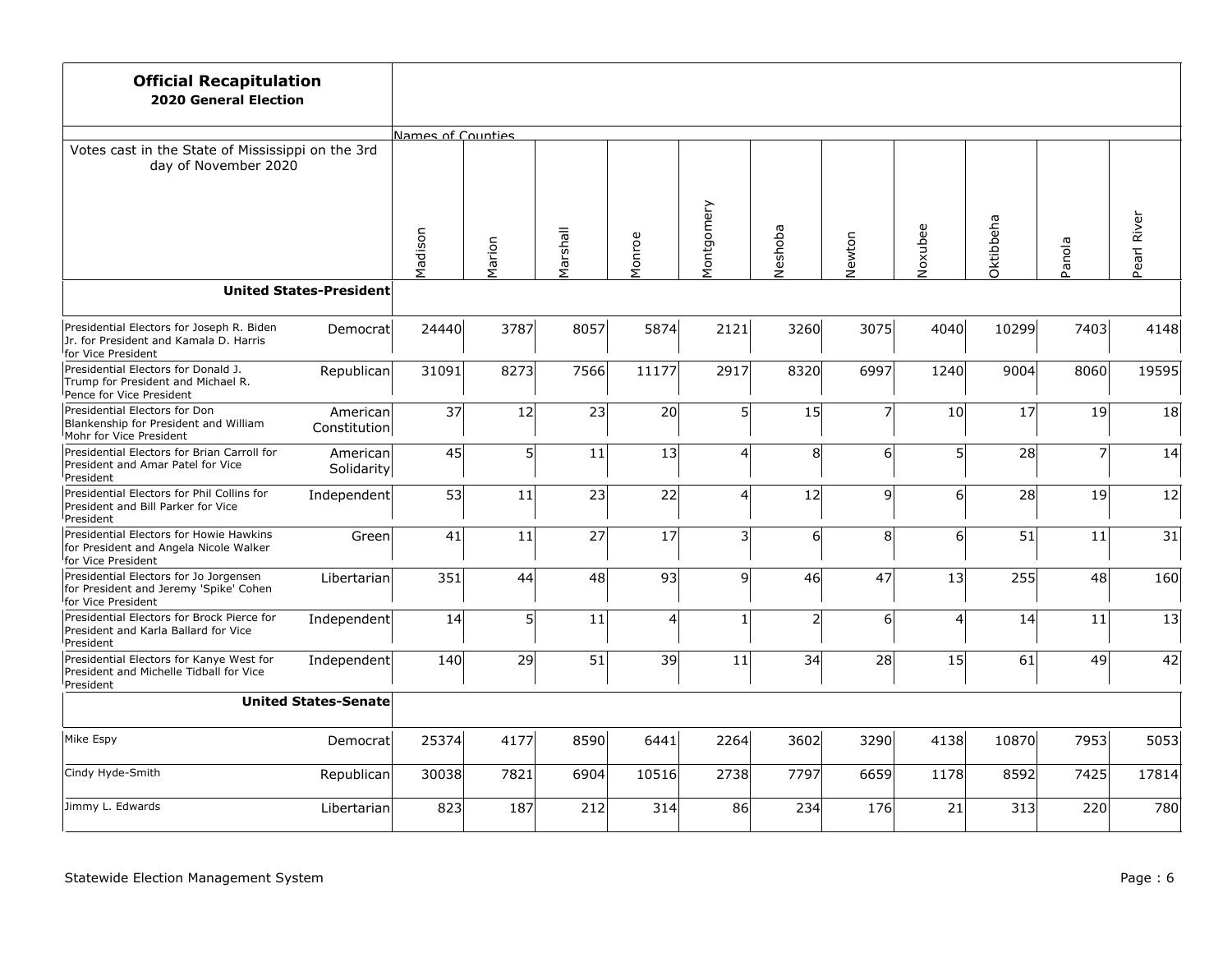## Official Recapitulation

**2020 General Election**

Votes cast in the State of Mississippi on the 3rd day of November 2020

| | | Names of Counties | | | | | | | | | | |
|---|---|---|---|---|---|---|---|---|---|---|---|---|
| | | Madison | Marion | Marshall | Monroe | Montgomery | Neshoba | Newton | Noxubee | Oktibbeha | Panola | Pearl River |
| **United States-President** | | | | | | | | | | | | |
| Presidential Electors for Joseph R. Biden Jr. for President and Kamala D. Harris for Vice President | Democrat | 24440 | 3787 | 8057 | 5874 | 2121 | 3260 | 3075 | 4040 | 10299 | 7403 | 4148 |
| Presidential Electors for Donald J. Trump for President and Michael R. Pence for Vice President | Republican | 31091 | 8273 | 7566 | 11177 | 2917 | 8320 | 6997 | 1240 | 9004 | 8060 | 19595 |
| Presidential Electors for Don Blankenship for President and William Mohr for Vice President | American Constitution | 37 | 12 | 23 | 20 | 5 | 15 | 7 | 10 | 17 | 19 | 18 |
| Presidential Electors for Brian Carroll for President and Amar Patel for Vice President | American Solidarity | 45 | 5 | 11 | 13 | 4 | 8 | 6 | 5 | 28 | 7 | 14 |
| Presidential Electors for Phil Collins for President and Bill Parker for Vice President | Independent | 53 | 11 | 23 | 22 | 4 | 12 | 9 | 6 | 28 | 19 | 12 |
| Presidential Electors for Howie Hawkins for President and Angela Nicole Walker for Vice President | Green | 41 | 11 | 27 | 17 | 3 | 6 | 8 | 6 | 51 | 11 | 31 |
| Presidential Electors for Jo Jorgensen for President and Jeremy 'Spike' Cohen for Vice President | Libertarian | 351 | 44 | 48 | 93 | 9 | 46 | 47 | 13 | 255 | 48 | 160 |
| Presidential Electors for Brock Pierce for President and Karla Ballard for Vice President | Independent | 14 | 5 | 11 | 4 | 1 | 2 | 6 | 4 | 14 | 11 | 13 |
| Presidential Electors for Kanye West for President and Michelle Tidball for Vice President | Independent | 140 | 29 | 51 | 39 | 11 | 34 | 28 | 15 | 61 | 49 | 42 |
| **United States-Senate** | | | | | | | | | | | | |
| Mike Espy | Democrat | 25374 | 4177 | 8590 | 6441 | 2264 | 3602 | 3290 | 4138 | 10870 | 7953 | 5053 |
| Cindy Hyde-Smith | Republican | 30038 | 7821 | 6904 | 10516 | 2738 | 7797 | 6659 | 1178 | 8592 | 7425 | 17814 |
| Jimmy L. Edwards | Libertarian | 823 | 187 | 212 | 314 | 86 | 234 | 176 | 21 | 313 | 220 | 780 |

Statewide Election Management System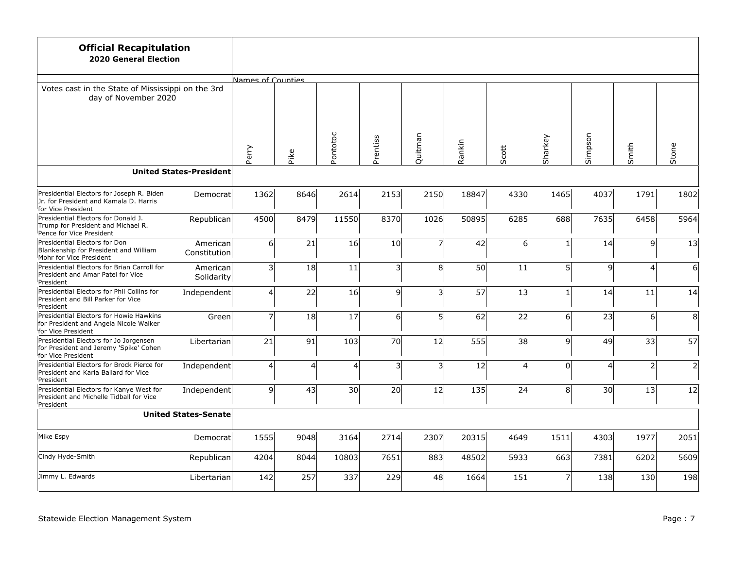**Official Recapitulation**
**2020 General Election**

Votes cast in the State of Mississippi on the 3rd day of November 2020

| | | Names of Counties | | | | | | | | | | |
|---|---|---|---|---|---|---|---|---|---|---|---|---|
| | | Perry | Pike | Pontotoc | Prentiss | Quitman | Rankin | Scott | Sharkey | Simpson | Smith | Stone |
| **United States-President** | | | | | | | | | | | | |
| Presidential Electors for Joseph R. Biden Jr. for President and Kamala D. Harris for Vice President | Democrat | 1362 | 8646 | 2614 | 2153 | 2150 | 18847 | 4330 | 1465 | 4037 | 1791 | 1802 |
| Presidential Electors for Donald J. Trump for President and Michael R. Pence for Vice President | Republican | 4500 | 8479 | 11550 | 8370 | 1026 | 50895 | 6285 | 688 | 7635 | 6458 | 5964 |
| Presidential Electors for Don Blankenship for President and William Mohr for Vice President | American Constitution | 6 | 21 | 16 | 10 | 7 | 42 | 6 | 1 | 14 | 9 | 13 |
| Presidential Electors for Brian Carroll for President and Amar Patel for Vice President | American Solidarity | 3 | 18 | 11 | 3 | 8 | 50 | 11 | 5 | 9 | 4 | 6 |
| Presidential Electors for Phil Collins for President and Bill Parker for Vice President | Independent | 4 | 22 | 16 | 9 | 3 | 57 | 13 | 1 | 14 | 11 | 14 |
| Presidential Electors for Howie Hawkins for President and Angela Nicole Walker for Vice President | Green | 7 | 18 | 17 | 6 | 5 | 62 | 22 | 6 | 23 | 6 | 8 |
| Presidential Electors for Jo Jorgensen for President and Jeremy 'Spike' Cohen for Vice President | Libertarian | 21 | 91 | 103 | 70 | 12 | 555 | 38 | 9 | 49 | 33 | 57 |
| Presidential Electors for Brock Pierce for President and Karla Ballard for Vice President | Independent | 4 | 4 | 4 | 3 | 3 | 12 | 4 | 0 | 4 | 2 | 2 |
| Presidential Electors for Kanye West for President and Michelle Tidball for Vice President | Independent | 9 | 43 | 30 | 20 | 12 | 135 | 24 | 8 | 30 | 13 | 12 |
| **United States-Senate** | | | | | | | | | | | | |
| Mike Espy | Democrat | 1555 | 9048 | 3164 | 2714 | 2307 | 20315 | 4649 | 1511 | 4303 | 1977 | 2051 |
| Cindy Hyde-Smith | Republican | 4204 | 8044 | 10803 | 7651 | 883 | 48502 | 5933 | 663 | 7381 | 6202 | 5609 |
| Jimmy L. Edwards | Libertarian | 142 | 257 | 337 | 229 | 48 | 1664 | 151 | 7 | 138 | 130 | 198 |

Statewide Election Management System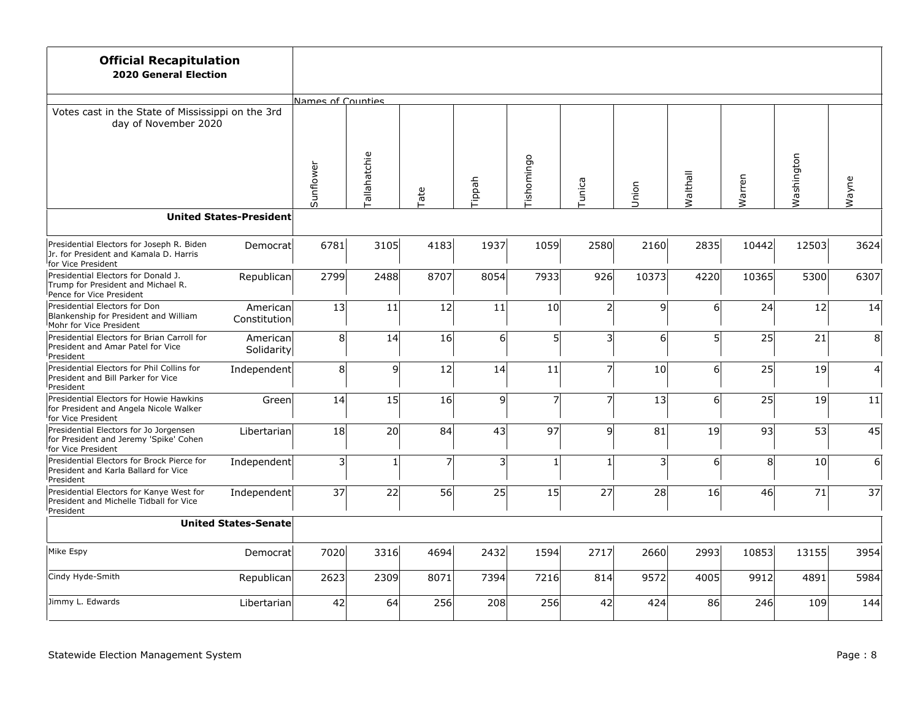**Official Recapitulation**
**2020 General Election**

Votes cast in the State of Mississippi on the 3rd day of November 2020

| | | Names of Counties | | | | | | | | | | |
|---|---|---|---|---|---|---|---|---|---|---|---|---|
| | | Sunflower | Tallahatchie | Tate | Tippah | Tishomingo | Tunica | Union | Walthall | Warren | Washington | Wayne |
| **United States-President** | | | | | | | | | | | | |
| Presidential Electors for Joseph R. Biden Jr. for President and Kamala D. Harris for Vice President | Democrat | 6781 | 3105 | 4183 | 1937 | 1059 | 2580 | 2160 | 2835 | 10442 | 12503 | 3624 |
| Presidential Electors for Donald J. Trump for President and Michael R. Pence for Vice President | Republican | 2799 | 2488 | 8707 | 8054 | 7933 | 926 | 10373 | 4220 | 10365 | 5300 | 6307 |
| Presidential Electors for Don Blankenship for President and William Mohr for Vice President | American Constitution | 13 | 11 | 12 | 11 | 10 | 2 | 9 | 6 | 24 | 12 | 14 |
| Presidential Electors for Brian Carroll for President and Amar Patel for Vice President | American Solidarity | 8 | 14 | 16 | 6 | 5 | 3 | 6 | 5 | 25 | 21 | 8 |
| Presidential Electors for Phil Collins for President and Bill Parker for Vice President | Independent | 8 | 9 | 12 | 14 | 11 | 7 | 10 | 6 | 25 | 19 | 4 |
| Presidential Electors for Howie Hawkins for President and Angela Nicole Walker for Vice President | Green | 14 | 15 | 16 | 9 | 7 | 7 | 13 | 6 | 25 | 19 | 11 |
| Presidential Electors for Jo Jorgensen for President and Jeremy 'Spike' Cohen for Vice President | Libertarian | 18 | 20 | 84 | 43 | 97 | 9 | 81 | 19 | 93 | 53 | 45 |
| Presidential Electors for Brock Pierce for President and Karla Ballard for Vice President | Independent | 3 | 1 | 7 | 3 | 1 | 1 | 3 | 6 | 8 | 10 | 6 |
| Presidential Electors for Kanye West for President and Michelle Tidball for Vice President | Independent | 37 | 22 | 56 | 25 | 15 | 27 | 28 | 16 | 46 | 71 | 37 |
| **United States-Senate** | | | | | | | | | | | | |
| Mike Espy | Democrat | 7020 | 3316 | 4694 | 2432 | 1594 | 2717 | 2660 | 2993 | 10853 | 13155 | 3954 |
| Cindy Hyde-Smith | Republican | 2623 | 2309 | 8071 | 7394 | 7216 | 814 | 9572 | 4005 | 9912 | 4891 | 5984 |
| Jimmy L. Edwards | Libertarian | 42 | 64 | 256 | 208 | 256 | 42 | 424 | 86 | 246 | 109 | 144 |

Statewide Election Management System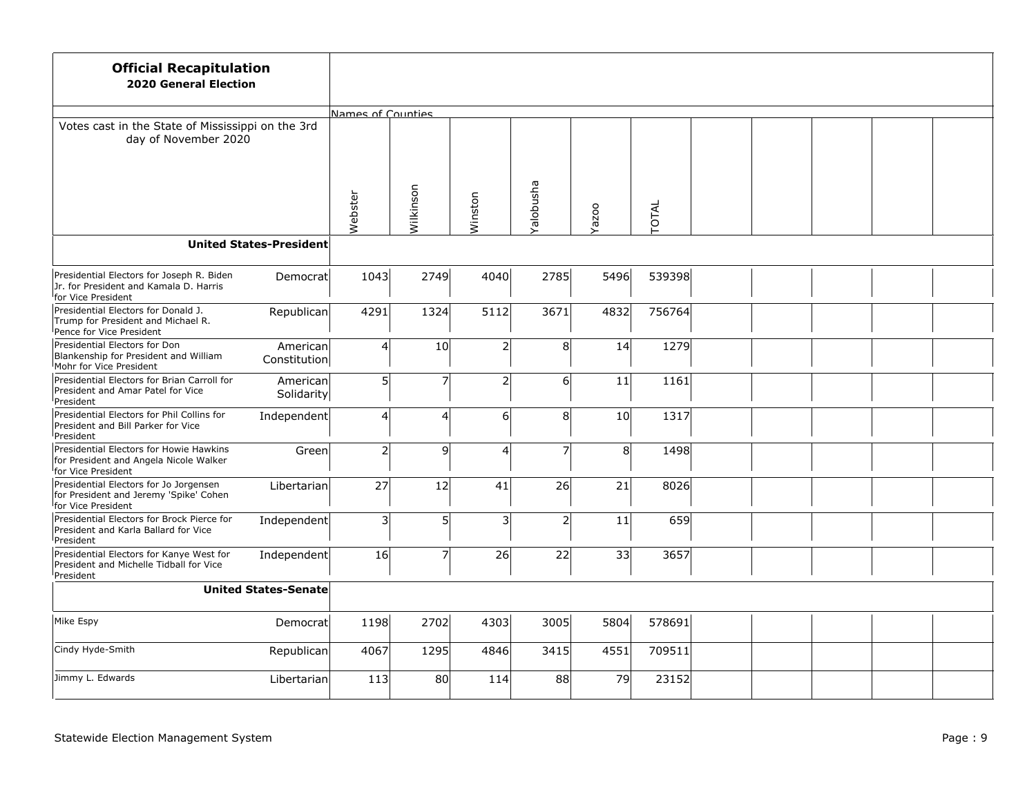**Official Recapitulation**
**2020 General Election**

Votes cast in the State of Mississippi on the 3rd day of November 2020

| | | Names of Counties | | | | | | | | | | |
|---|---|---|---|---|---|---|---|---|---|---|---|---|
| | | Webster | Wilkinson | Winston | Yalobusha | Yazoo | TOTAL | | | | | |
| **United States-President** | | | | | | | | | | | | |
| Presidential Electors for Joseph R. Biden Jr. for President and Kamala D. Harris for Vice President | Democrat | 1043 | 2749 | 4040 | 2785 | 5496 | 539398 | | | | | |
| Presidential Electors for Donald J. Trump for President and Michael R. Pence for Vice President | Republican | 4291 | 1324 | 5112 | 3671 | 4832 | 756764 | | | | | |
| Presidential Electors for Don Blankenship for President and William Mohr for Vice President | American Constitution | 4 | 10 | 2 | 8 | 14 | 1279 | | | | | |
| Presidential Electors for Brian Carroll for President and Amar Patel for Vice President | American Solidarity | 5 | 7 | 2 | 6 | 11 | 1161 | | | | | |
| Presidential Electors for Phil Collins for President and Bill Parker for Vice President | Independent | 4 | 4 | 6 | 8 | 10 | 1317 | | | | | |
| Presidential Electors for Howie Hawkins for President and Angela Nicole Walker for Vice President | Green | 2 | 9 | 4 | 7 | 8 | 1498 | | | | | |
| Presidential Electors for Jo Jorgensen for President and Jeremy 'Spike' Cohen for Vice President | Libertarian | 27 | 12 | 41 | 26 | 21 | 8026 | | | | | |
| Presidential Electors for Brock Pierce for President and Karla Ballard for Vice President | Independent | 3 | 5 | 3 | 2 | 11 | 659 | | | | | |
| Presidential Electors for Kanye West for President and Michelle Tidball for Vice President | Independent | 16 | 7 | 26 | 22 | 33 | 3657 | | | | | |
| **United States-Senate** | | | | | | | | | | | | |
| Mike Espy | Democrat | 1198 | 2702 | 4303 | 3005 | 5804 | 578691 | | | | | |
| Cindy Hyde-Smith | Republican | 4067 | 1295 | 4846 | 3415 | 4551 | 709511 | | | | | |
| Jimmy L. Edwards | Libertarian | 113 | 80 | 114 | 88 | 79 | 23152 | | | | | |

Statewide Election Management System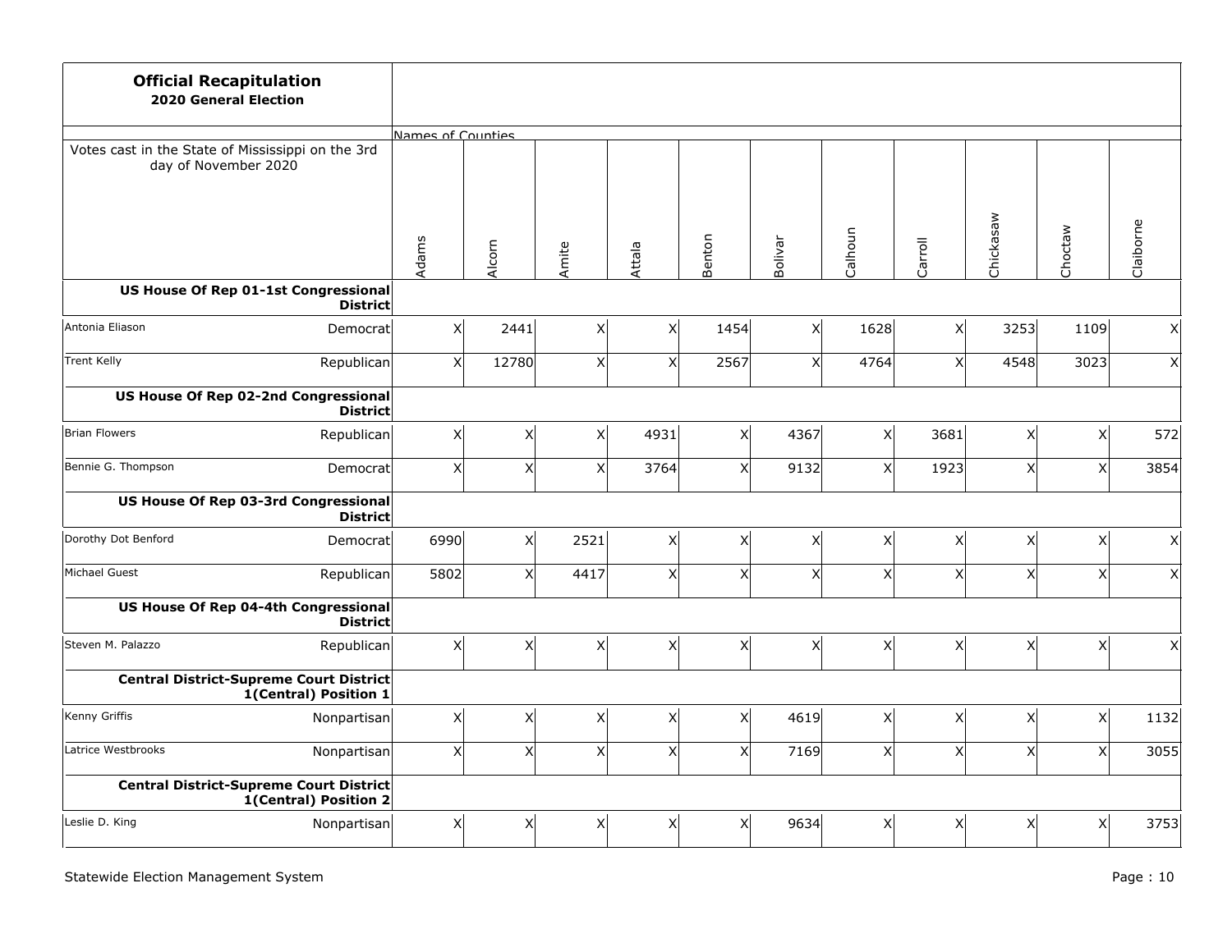**Official Recapitulation**
**2020 General Election**

Votes cast in the State of Mississippi on the 3rd day of November 2020

| | | Names of Counties | | | | | | | | | | |
|---|---|---|---|---|---|---|---|---|---|---|---|---|
| | | Adams | Alcorn | Amite | Attala | Benton | Bolivar | Calhoun | Carroll | Chickasaw | Choctaw | Claiborne |
| **US House Of Rep 01-1st Congressional District** | | | | | | | | | | | | |
| Antonia Eliason | Democrat | X | 2441 | X | X | 1454 | X | 1628 | X | 3253 | 1109 | X |
| Trent Kelly | Republican | X | 12780 | X | X | 2567 | X | 4764 | X | 4548 | 3023 | X |
| **US House Of Rep 02-2nd Congressional District** | | | | | | | | | | | | |
| Brian Flowers | Republican | X | X | X | 4931 | X | 4367 | X | 3681 | X | X | 572 |
| Bennie G. Thompson | Democrat | X | X | X | 3764 | X | 9132 | X | 1923 | X | X | 3854 |
| **US House Of Rep 03-3rd Congressional District** | | | | | | | | | | | | |
| Dorothy Dot Benford | Democrat | 6990 | X | 2521 | X | X | X | X | X | X | X | X |
| Michael Guest | Republican | 5802 | X | 4417 | X | X | X | X | X | X | X | X |
| **US House Of Rep 04-4th Congressional District** | | | | | | | | | | | | |
| Steven M. Palazzo | Republican | X | X | X | X | X | X | X | X | X | X | X |
| **Central District-Supreme Court District 1(Central) Position 1** | | | | | | | | | | | | |
| Kenny Griffis | Nonpartisan | X | X | X | X | X | 4619 | X | X | X | X | 1132 |
| Latrice Westbrooks | Nonpartisan | X | X | X | X | X | 7169 | X | X | X | X | 3055 |
| **Central District-Supreme Court District 1(Central) Position 2** | | | | | | | | | | | | |
| Leslie D. King | Nonpartisan | X | X | X | X | X | 9634 | X | X | X | X | 3753 |

Statewide Election Management System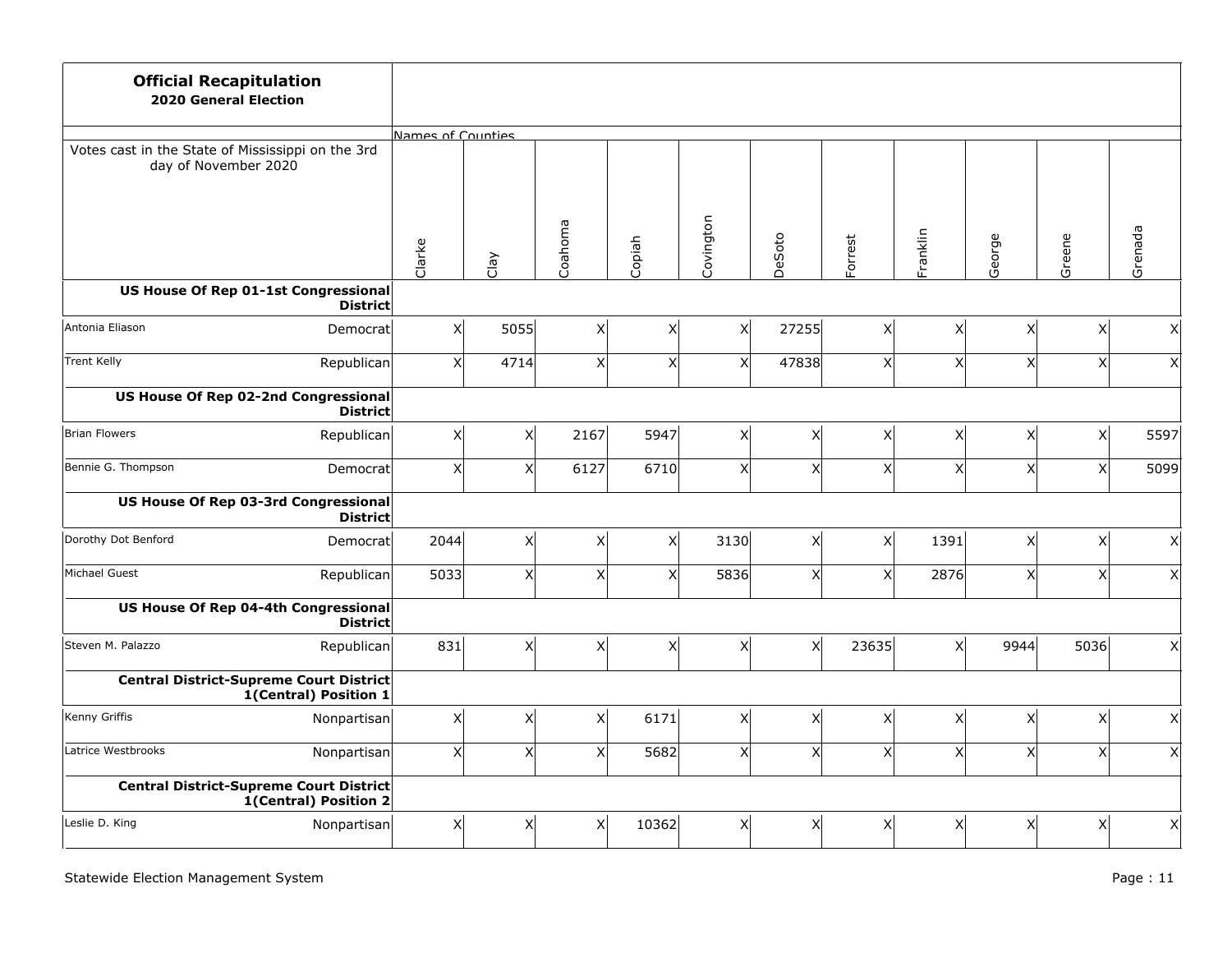**Official Recapitulation**
**2020 General Election**

| Votes cast in the State of Mississippi on the 3rd day of November 2020 | | Clarke | Clay | Coahoma | Copiah | Covington | DeSoto | Forrest | Franklin | George | Greene | Grenada |
|---|---|---|---|---|---|---|---|---|---|---|---|---|
| **US House Of Rep 01-1st Congressional District** | | | | | | | | | | | | |
| Antonia Eliason | Democrat | X | 5055 | X | X | X | 27255 | X | X | X | X | X |
| Trent Kelly | Republican | X | 4714 | X | X | X | 47838 | X | X | X | X | X |
| **US House Of Rep 02-2nd Congressional District** | | | | | | | | | | | | |
| Brian Flowers | Republican | X | X | 2167 | 5947 | X | X | X | X | X | X | 5597 |
| Bennie G. Thompson | Democrat | X | X | 6127 | 6710 | X | X | X | X | X | X | 5099 |
| **US House Of Rep 03-3rd Congressional District** | | | | | | | | | | | | |
| Dorothy Dot Benford | Democrat | 2044 | X | X | X | 3130 | X | X | 1391 | X | X | X |
| Michael Guest | Republican | 5033 | X | X | X | 5836 | X | X | 2876 | X | X | X |
| **US House Of Rep 04-4th Congressional District** | | | | | | | | | | | | |
| Steven M. Palazzo | Republican | 831 | X | X | X | X | X | 23635 | X | 9944 | 5036 | X |
| **Central District-Supreme Court District 1(Central) Position 1** | | | | | | | | | | | | |
| Kenny Griffis | Nonpartisan | X | X | X | 6171 | X | X | X | X | X | X | X |
| Latrice Westbrooks | Nonpartisan | X | X | X | 5682 | X | X | X | X | X | X | X |
| **Central District-Supreme Court District 1(Central) Position 2** | | | | | | | | | | | | |
| Leslie D. King | Nonpartisan | X | X | X | 10362 | X | X | X | X | X | X | X |

Statewide Election Management System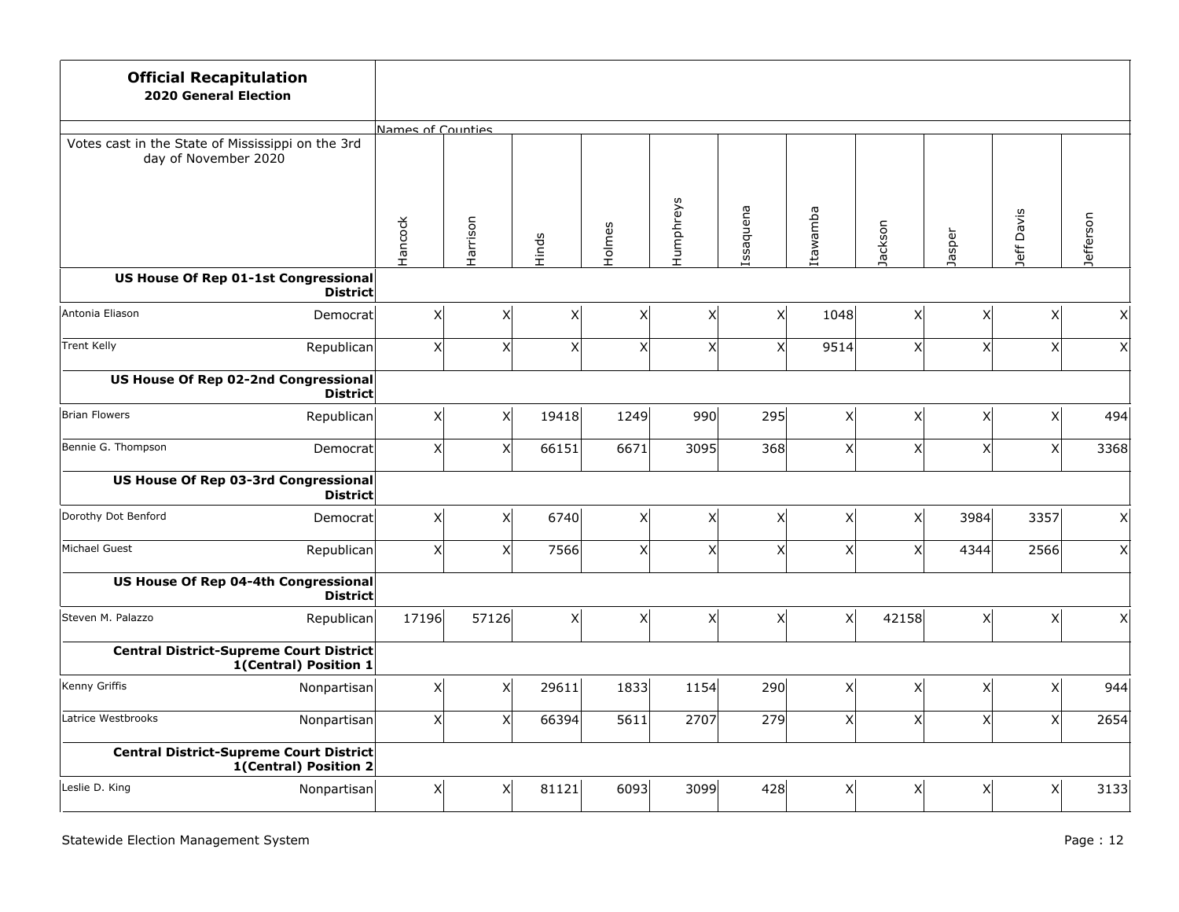**Official Recapitulation**
**2020 General Election**

Votes cast in the State of Mississippi on the 3rd day of November 2020

| | | Names of Counties | | | | | | | | | | |
|---|---|---|---|---|---|---|---|---|---|---|---|---|
| | | Hancock | Harrison | Hinds | Holmes | Humphreys | Issaquena | Itawamba | Jackson | Jasper | Jeff Davis | Jefferson |
| **US House Of Rep 01-1st Congressional District** | | | | | | | | | | | | |
| Antonia Eliason | Democrat | X | X | X | X | X | X | 1048 | X | X | X | X |
| Trent Kelly | Republican | X | X | X | X | X | X | 9514 | X | X | X | X |
| **US House Of Rep 02-2nd Congressional District** | | | | | | | | | | | | |
| Brian Flowers | Republican | X | X | 19418 | 1249 | 990 | 295 | X | X | X | X | 494 |
| Bennie G. Thompson | Democrat | X | X | 66151 | 6671 | 3095 | 368 | X | X | X | X | 3368 |
| **US House Of Rep 03-3rd Congressional District** | | | | | | | | | | | | |
| Dorothy Dot Benford | Democrat | X | X | 6740 | X | X | X | X | X | 3984 | 3357 | X |
| Michael Guest | Republican | X | X | 7566 | X | X | X | X | X | 4344 | 2566 | X |
| **US House Of Rep 04-4th Congressional District** | | | | | | | | | | | | |
| Steven M. Palazzo | Republican | 17196 | 57126 | X | X | X | X | X | 42158 | X | X | X |
| **Central District-Supreme Court District 1(Central) Position 1** | | | | | | | | | | | | |
| Kenny Griffis | Nonpartisan | X | X | 29611 | 1833 | 1154 | 290 | X | X | X | X | 944 |
| Latrice Westbrooks | Nonpartisan | X | X | 66394 | 5611 | 2707 | 279 | X | X | X | X | 2654 |
| **Central District-Supreme Court District 1(Central) Position 2** | | | | | | | | | | | | |
| Leslie D. King | Nonpartisan | X | X | 81121 | 6093 | 3099 | 428 | X | X | X | X | 3133 |

Statewide Election Management System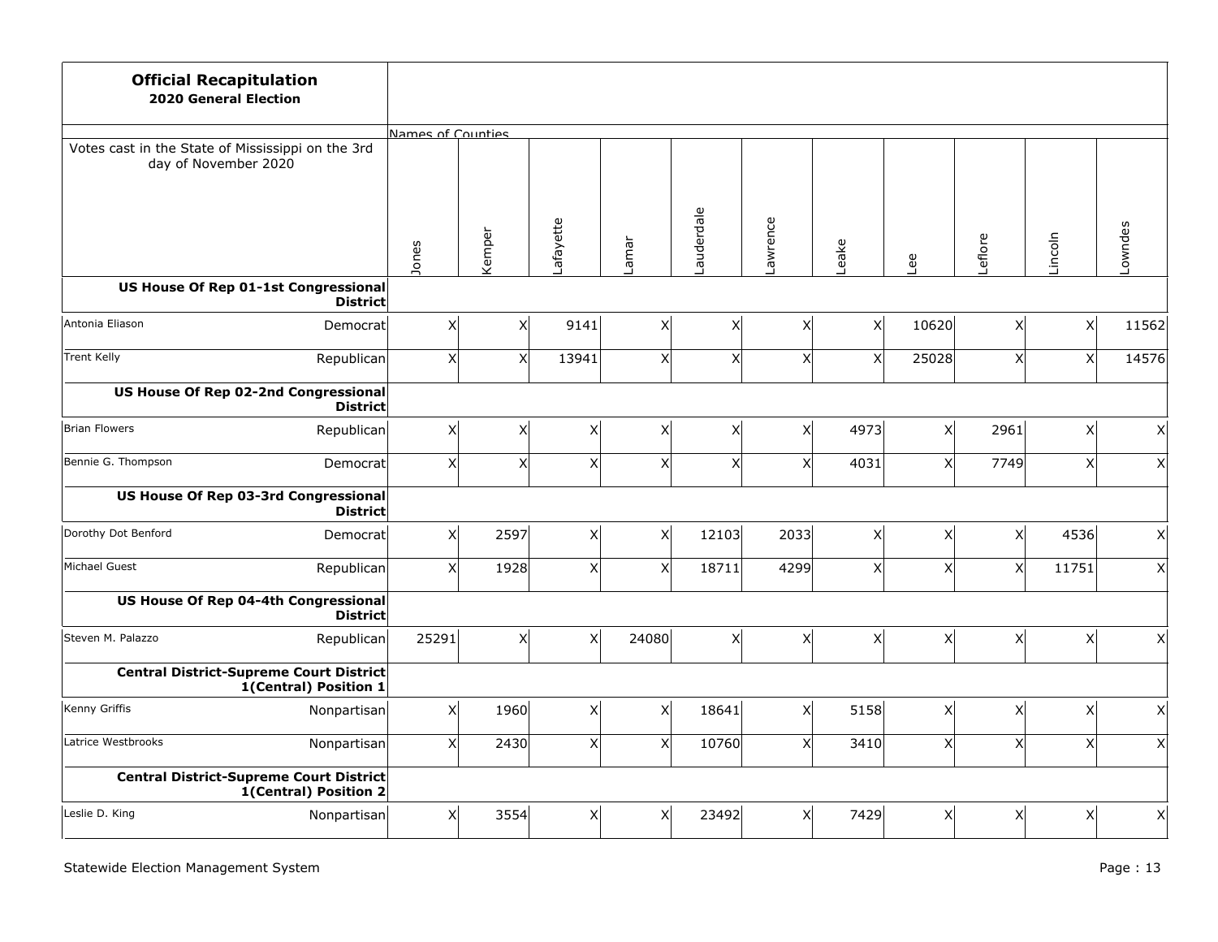**Official Recapitulation**
**2020 General Election**

Votes cast in the State of Mississippi on the 3rd day of November 2020

| | | Names of Counties | | | | | | | | | | |
|---|---|---|---|---|---|---|---|---|---|---|---|---|
| | | Jones | Kemper | Lafayette | Lamar | Lauderdale | Lawrence | Leake | Lee | Leflore | Lincoln | Lowndes |
| **US House Of Rep 01-1st Congressional District** | | | | | | | | | | | | |
| Antonia Eliason | Democrat | X | X | 9141 | X | X | X | X | 10620 | X | X | 11562 |
| Trent Kelly | Republican | X | X | 13941 | X | X | X | X | 25028 | X | X | 14576 |
| **US House Of Rep 02-2nd Congressional District** | | | | | | | | | | | | |
| Brian Flowers | Republican | X | X | X | X | X | X | 4973 | X | 2961 | X | X |
| Bennie G. Thompson | Democrat | X | X | X | X | X | X | 4031 | X | 7749 | X | X |
| **US House Of Rep 03-3rd Congressional District** | | | | | | | | | | | | |
| Dorothy Dot Benford | Democrat | X | 2597 | X | X | 12103 | 2033 | X | X | X | 4536 | X |
| Michael Guest | Republican | X | 1928 | X | X | 18711 | 4299 | X | X | X | 11751 | X |
| **US House Of Rep 04-4th Congressional District** | | | | | | | | | | | | |
| Steven M. Palazzo | Republican | 25291 | X | X | 24080 | X | X | X | X | X | X | X |
| **Central District-Supreme Court District 1(Central) Position 1** | | | | | | | | | | | | |
| Kenny Griffis | Nonpartisan | X | 1960 | X | X | 18641 | X | 5158 | X | X | X | X |
| Latrice Westbrooks | Nonpartisan | X | 2430 | X | X | 10760 | X | 3410 | X | X | X | X |
| **Central District-Supreme Court District 1(Central) Position 2** | | | | | | | | | | | | |
| Leslie D. King | Nonpartisan | X | 3554 | X | X | 23492 | X | 7429 | X | X | X | X |

Statewide Election Management System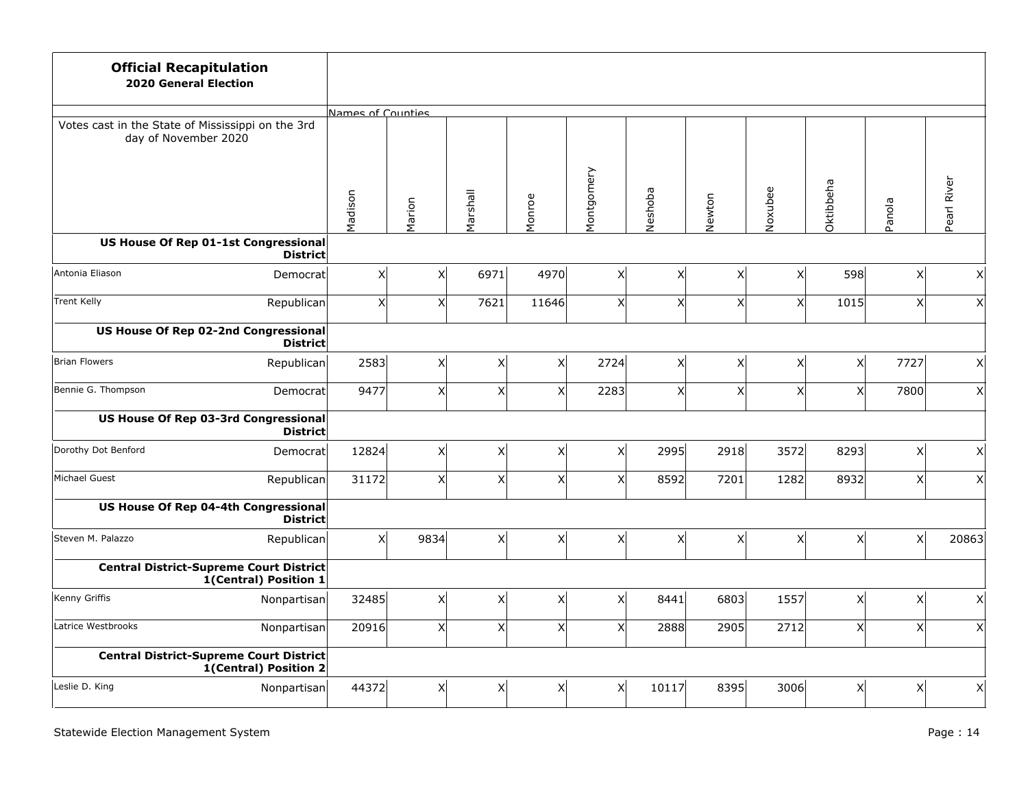## Official Recapitulation
### 2020 General Election

| Votes cast in the State of Mississippi on the 3rd day of November 2020 | | Madison | Marion | Marshall | Monroe | Montgomery | Neshoba | Newton | Noxubee | Oktibbeha | Panola | Pearl River |
|---|---|---|---|---|---|---|---|---|---|---|---|---|
| **US House Of Rep 01-1st Congressional District** | | | | | | | | | | | | |
| Antonia Eliason | Democrat | X | X | 6971 | 4970 | X | X | X | X | 598 | X | X |
| Trent Kelly | Republican | X | X | 7621 | 11646 | X | X | X | X | 1015 | X | X |
| **US House Of Rep 02-2nd Congressional District** | | | | | | | | | | | | |
| Brian Flowers | Republican | 2583 | X | X | X | 2724 | X | X | X | X | 7727 | X |
| Bennie G. Thompson | Democrat | 9477 | X | X | X | 2283 | X | X | X | X | 7800 | X |
| **US House Of Rep 03-3rd Congressional District** | | | | | | | | | | | | |
| Dorothy Dot Benford | Democrat | 12824 | X | X | X | X | 2995 | 2918 | 3572 | 8293 | X | X |
| Michael Guest | Republican | 31172 | X | X | X | X | 8592 | 7201 | 1282 | 8932 | X | X |
| **US House Of Rep 04-4th Congressional District** | | | | | | | | | | | | |
| Steven M. Palazzo | Republican | X | 9834 | X | X | X | X | X | X | X | X | 20863 |
| **Central District-Supreme Court District 1(Central) Position 1** | | | | | | | | | | | | |
| Kenny Griffis | Nonpartisan | 32485 | X | X | X | X | 8441 | 6803 | 1557 | X | X | X |
| Latrice Westbrooks | Nonpartisan | 20916 | X | X | X | X | 2888 | 2905 | 2712 | X | X | X |
| **Central District-Supreme Court District 1(Central) Position 2** | | | | | | | | | | | | |
| Leslie D. King | Nonpartisan | 44372 | X | X | X | X | 10117 | 8395 | 3006 | X | X | X |

Statewide Election Management System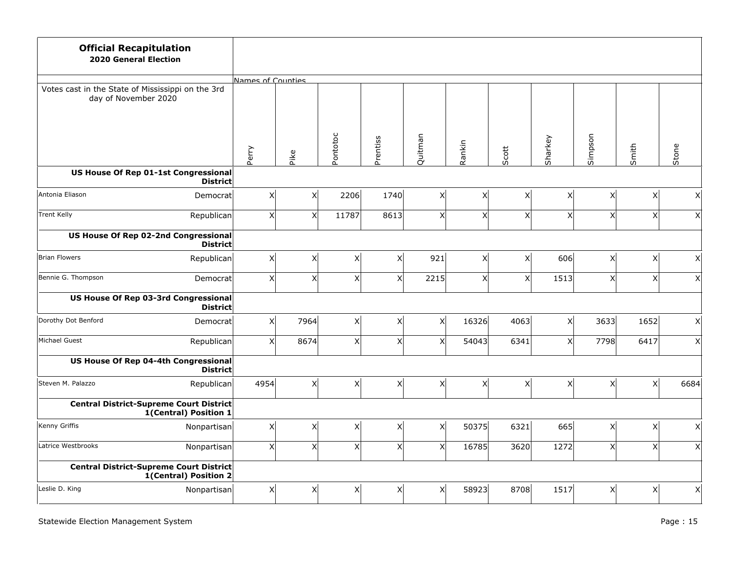**Official Recapitulation**
**2020 General Election**

Votes cast in the State of Mississippi on the 3rd day of November 2020

| | | Perry | Pike | Pontotoc | Prentiss | Quitman | Rankin | Scott | Sharkey | Simpson | Smith | Stone |
|---|---|---|---|---|---|---|---|---|---|---|---|---|
| | | Names of Counties | | | | | | | | | | |
| **US House Of Rep 01-1st Congressional District** | | | | | | | | | | | | |
| Antonia Eliason | Democrat | X | X | 2206 | 1740 | X | X | X | X | X | X | X |
| Trent Kelly | Republican | X | X | 11787 | 8613 | X | X | X | X | X | X | X |
| **US House Of Rep 02-2nd Congressional District** | | | | | | | | | | | | |
| Brian Flowers | Republican | X | X | X | X | 921 | X | X | 606 | X | X | X |
| Bennie G. Thompson | Democrat | X | X | X | X | 2215 | X | X | 1513 | X | X | X |
| **US House Of Rep 03-3rd Congressional District** | | | | | | | | | | | | |
| Dorothy Dot Benford | Democrat | X | 7964 | X | X | X | 16326 | 4063 | X | 3633 | 1652 | X |
| Michael Guest | Republican | X | 8674 | X | X | X | 54043 | 6341 | X | 7798 | 6417 | X |
| **US House Of Rep 04-4th Congressional District** | | | | | | | | | | | | |
| Steven M. Palazzo | Republican | 4954 | X | X | X | X | X | X | X | X | X | 6684 |
| **Central District-Supreme Court District 1(Central) Position 1** | | | | | | | | | | | | |
| Kenny Griffis | Nonpartisan | X | X | X | X | X | 50375 | 6321 | 665 | X | X | X |
| Latrice Westbrooks | Nonpartisan | X | X | X | X | X | 16785 | 3620 | 1272 | X | X | X |
| **Central District-Supreme Court District 1(Central) Position 2** | | | | | | | | | | | | |
| Leslie D. King | Nonpartisan | X | X | X | X | X | 58923 | 8708 | 1517 | X | X | X |

Statewide Election Management System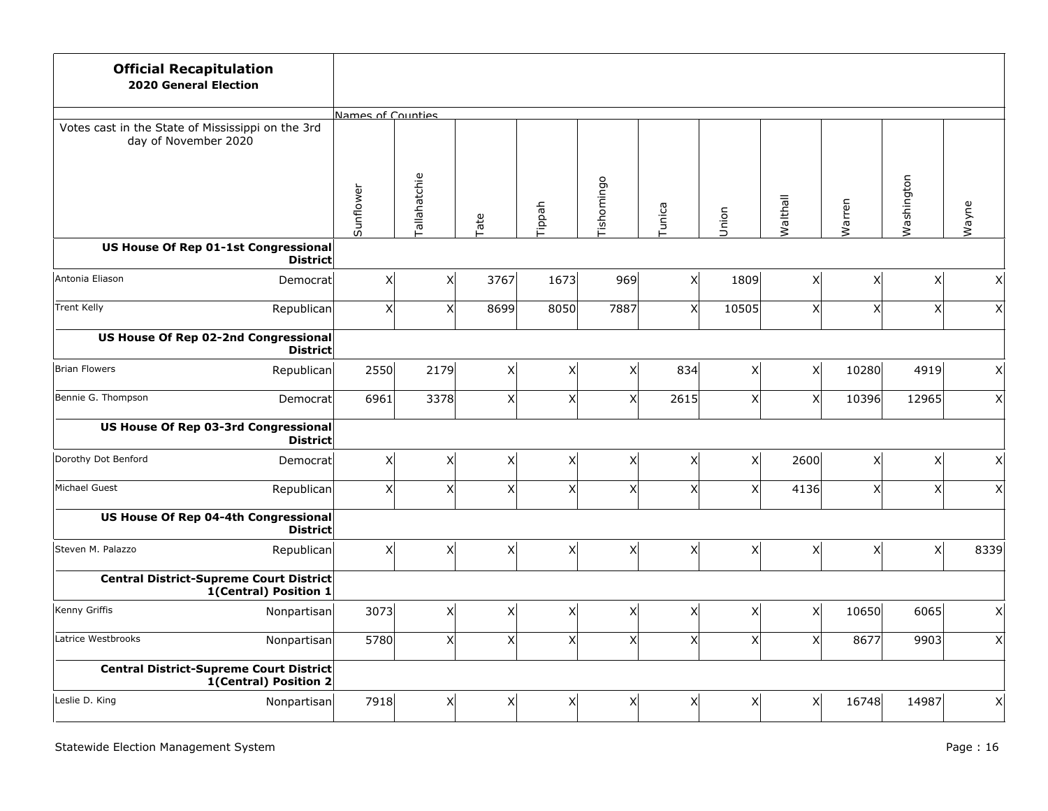**Official Recapitulation**
**2020 General Election**

Votes cast in the State of Mississippi on the 3rd day of November 2020

| | | Sunflower | Tallahatchie | Tate | Tippah | Tishomingo | Tunica | Union | Walthall | Warren | Washington | Wayne |
|---|---|---|---|---|---|---|---|---|---|---|---|---|
| **US House Of Rep 01-1st Congressional District** | | | | | | | | | | | | |
| Antonia Eliason | Democrat | X | X | 3767 | 1673 | 969 | X | 1809 | X | X | X | X |
| Trent Kelly | Republican | X | X | 8699 | 8050 | 7887 | X | 10505 | X | X | X | X |
| **US House Of Rep 02-2nd Congressional District** | | | | | | | | | | | | |
| Brian Flowers | Republican | 2550 | 2179 | X | X | X | 834 | X | X | 10280 | 4919 | X |
| Bennie G. Thompson | Democrat | 6961 | 3378 | X | X | X | 2615 | X | X | 10396 | 12965 | X |
| **US House Of Rep 03-3rd Congressional District** | | | | | | | | | | | | |
| Dorothy Dot Benford | Democrat | X | X | X | X | X | X | X | 2600 | X | X | X |
| Michael Guest | Republican | X | X | X | X | X | X | X | 4136 | X | X | X |
| **US House Of Rep 04-4th Congressional District** | | | | | | | | | | | | |
| Steven M. Palazzo | Republican | X | X | X | X | X | X | X | X | X | X | 8339 |
| **Central District-Supreme Court District 1(Central) Position 1** | | | | | | | | | | | | |
| Kenny Griffis | Nonpartisan | 3073 | X | X | X | X | X | X | X | 10650 | 6065 | X |
| Latrice Westbrooks | Nonpartisan | 5780 | X | X | X | X | X | X | X | 8677 | 9903 | X |
| **Central District-Supreme Court District 1(Central) Position 2** | | | | | | | | | | | | |
| Leslie D. King | Nonpartisan | 7918 | X | X | X | X | X | X | X | 16748 | 14987 | X |

Statewide Election Management System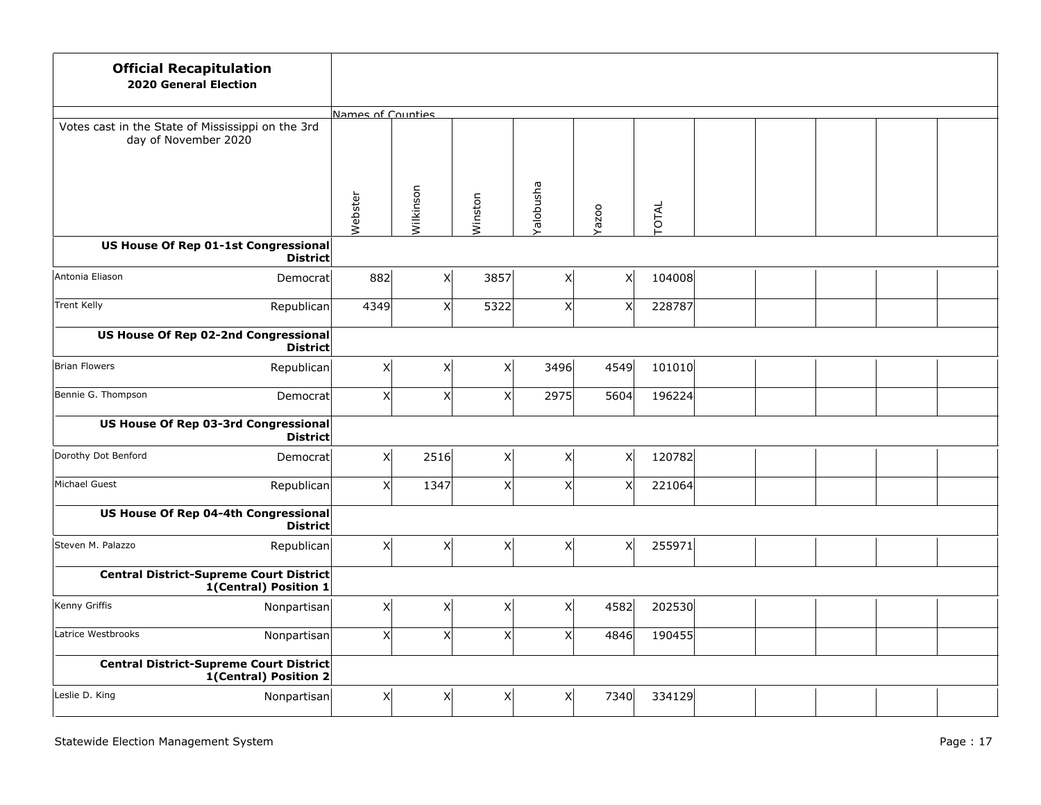**Official Recapitulation**
**2020 General Election**

Votes cast in the State of Mississippi on the 3rd day of November 2020

| | | Names of Counties | | | | | | | | | | |
|---|---|---|---|---|---|---|---|---|---|---|---|---|
| | | Webster | Wilkinson | Winston | Yalobusha | Yazoo | TOTAL | | | | | |
| **US House Of Rep 01-1st Congressional District** | | | | | | | | | | | | |
| Antonia Eliason | Democrat | 882 | X | 3857 | X | X | 104008 | | | | | |
| Trent Kelly | Republican | 4349 | X | 5322 | X | X | 228787 | | | | | |
| **US House Of Rep 02-2nd Congressional District** | | | | | | | | | | | | |
| Brian Flowers | Republican | X | X | X | 3496 | 4549 | 101010 | | | | | |
| Bennie G. Thompson | Democrat | X | X | X | 2975 | 5604 | 196224 | | | | | |
| **US House Of Rep 03-3rd Congressional District** | | | | | | | | | | | | |
| Dorothy Dot Benford | Democrat | X | 2516 | X | X | X | 120782 | | | | | |
| Michael Guest | Republican | X | 1347 | X | X | X | 221064 | | | | | |
| **US House Of Rep 04-4th Congressional District** | | | | | | | | | | | | |
| Steven M. Palazzo | Republican | X | X | X | X | X | 255971 | | | | | |
| **Central District-Supreme Court District 1(Central) Position 1** | | | | | | | | | | | | |
| Kenny Griffis | Nonpartisan | X | X | X | X | 4582 | 202530 | | | | | |
| Latrice Westbrooks | Nonpartisan | X | X | X | X | 4846 | 190455 | | | | | |
| **Central District-Supreme Court District 1(Central) Position 2** | | | | | | | | | | | | |
| Leslie D. King | Nonpartisan | X | X | X | X | 7340 | 334129 | | | | | |

Statewide Election Management System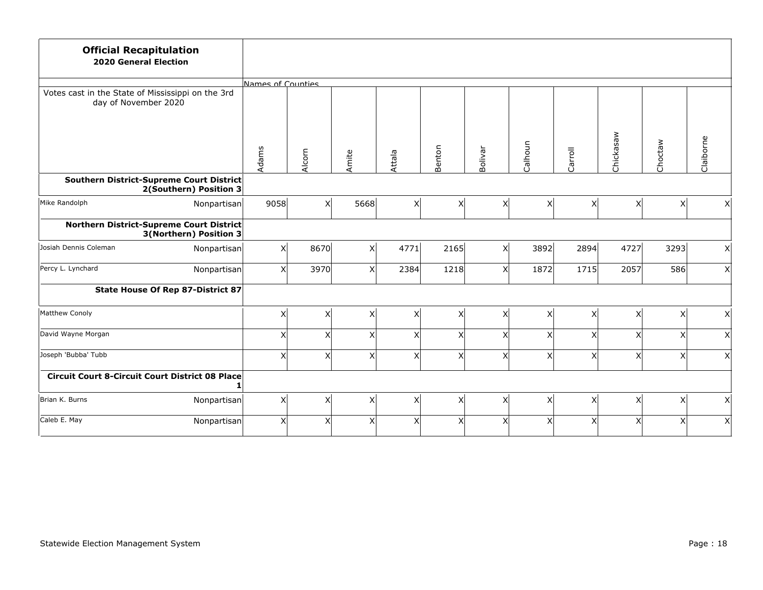**Official Recapitulation**
**2020 General Election**

| Votes cast in the State of Mississippi on the 3rd day of November 2020 | | Adams | Alcorn | Amite | Attala | Benton | Bolivar | Calhoun | Carroll | Chickasaw | Choctaw | Claiborne |
|---|---|---|---|---|---|---|---|---|---|---|---|---|
| **Southern District-Supreme Court District 2(Southern) Position 3** | | | | | | | | | | | | |
| Mike Randolph | Nonpartisan | 9058 | X | 5668 | X | X | X | X | X | X | X | X |
| **Northern District-Supreme Court District 3(Northern) Position 3** | | | | | | | | | | | | |
| Josiah Dennis Coleman | Nonpartisan | X | 8670 | X | 4771 | 2165 | X | 3892 | 2894 | 4727 | 3293 | X |
| Percy L. Lynchard | Nonpartisan | X | 3970 | X | 2384 | 1218 | X | 1872 | 1715 | 2057 | 586 | X |
| **State House Of Rep 87-District 87** | | | | | | | | | | | | |
| Matthew Conoly | | X | X | X | X | X | X | X | X | X | X | X |
| David Wayne Morgan | | X | X | X | X | X | X | X | X | X | X | X |
| Joseph 'Bubba' Tubb | | X | X | X | X | X | X | X | X | X | X | X |
| **Circuit Court 8-Circuit Court District 08 Place 1** | | | | | | | | | | | | |
| Brian K. Burns | Nonpartisan | X | X | X | X | X | X | X | X | X | X | X |
| Caleb E. May | Nonpartisan | X | X | X | X | X | X | X | X | X | X | X |

Statewide Election Management System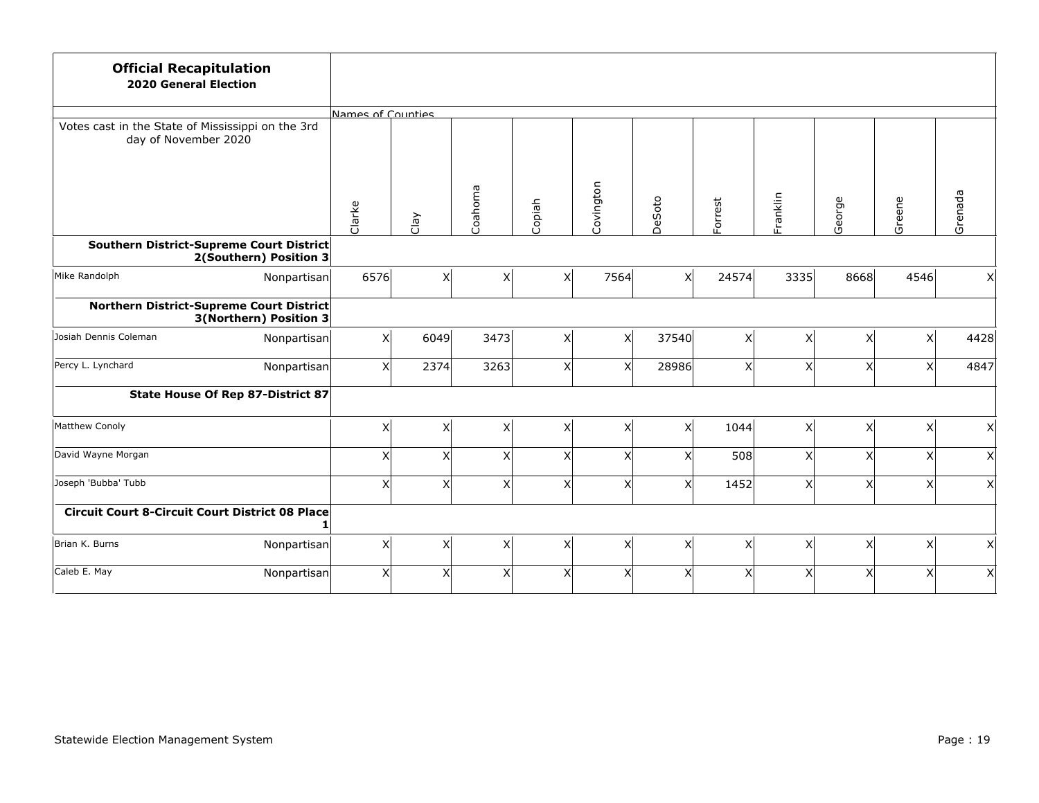**Official Recapitulation**
**2020 General Election**

| Votes cast in the State of Mississippi on the 3rd day of November 2020 | | Clarke | Clay | Coahoma | Copiah | Covington | DeSoto | Forrest | Franklin | George | Greene | Grenada |
|---|---|---|---|---|---|---|---|---|---|---|---|---|
| **Southern District-Supreme Court District 2(Southern) Position 3** | | | | | | | | | | | | |
| Mike Randolph | Nonpartisan | 6576 | X | X | X | 7564 | X | 24574 | 3335 | 8668 | 4546 | X |
| **Northern District-Supreme Court District 3(Northern) Position 3** | | | | | | | | | | | | |
| Josiah Dennis Coleman | Nonpartisan | X | 6049 | 3473 | X | X | 37540 | X | X | X | X | 4428 |
| Percy L. Lynchard | Nonpartisan | X | 2374 | 3263 | X | X | 28986 | X | X | X | X | 4847 |
| **State House Of Rep 87-District 87** | | | | | | | | | | | | |
| Matthew Conoly | | X | X | X | X | X | X | 1044 | X | X | X | X |
| David Wayne Morgan | | X | X | X | X | X | X | 508 | X | X | X | X |
| Joseph 'Bubba' Tubb | | X | X | X | X | X | X | 1452 | X | X | X | X |
| **Circuit Court 8-Circuit Court District 08 Place 1** | | | | | | | | | | | | |
| Brian K. Burns | Nonpartisan | X | X | X | X | X | X | X | X | X | X | X |
| Caleb E. May | Nonpartisan | X | X | X | X | X | X | X | X | X | X | X |

Statewide Election Management System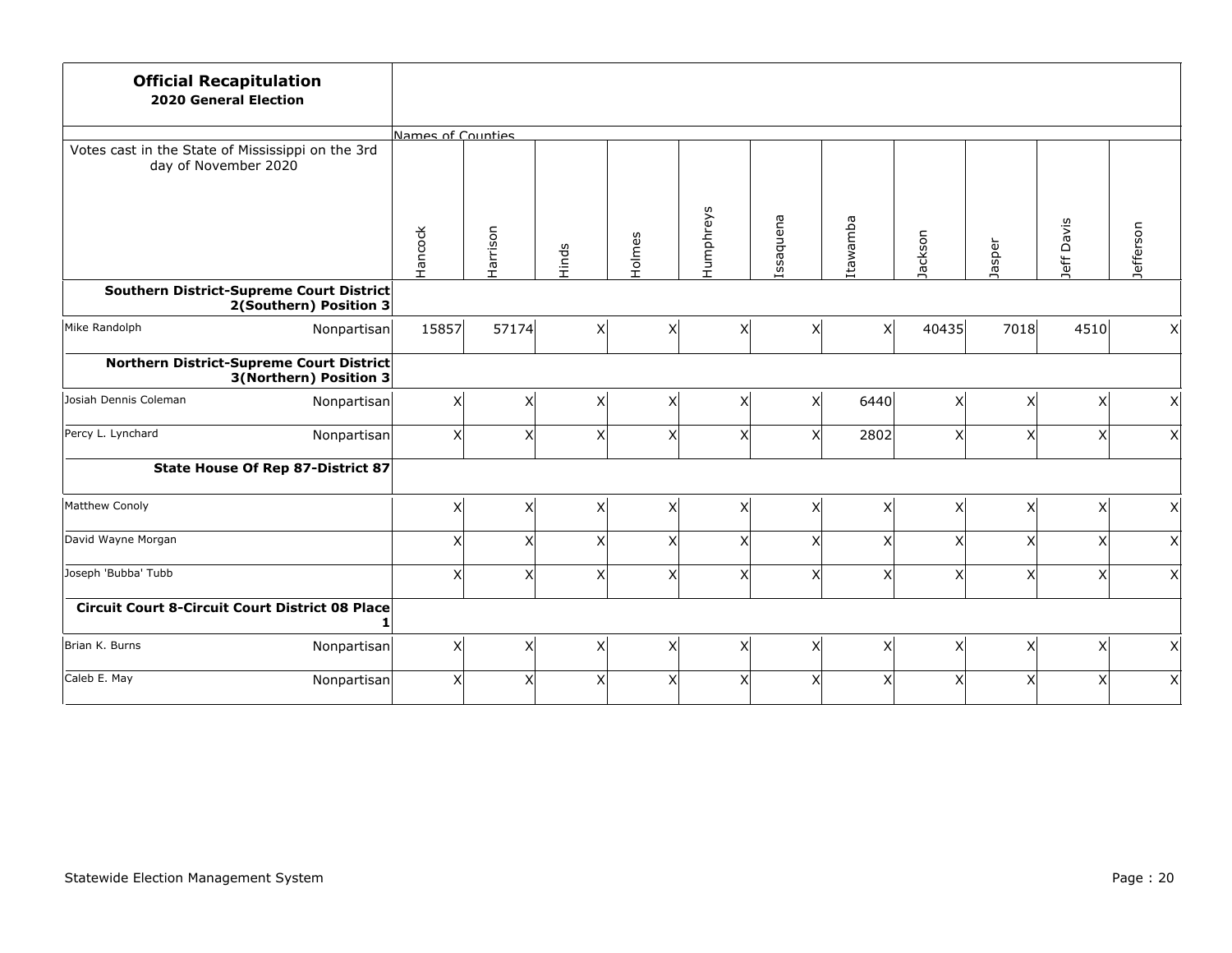**Official Recapitulation**
**2020 General Election**

| Votes cast in the State of Mississippi on the 3rd day of November 2020 | | Hancock | Harrison | Hinds | Holmes | Humphreys | Issaquena | Itawamba | Jackson | Jasper | Jeff Davis | Jefferson |
|---|---|---|---|---|---|---|---|---|---|---|---|---|
| **Southern District-Supreme Court District 2(Southern) Position 3** | | | | | | | | | | | | |
| Mike Randolph | Nonpartisan | 15857 | 57174 | X | X | X | X | X | 40435 | 7018 | 4510 | X |
| **Northern District-Supreme Court District 3(Northern) Position 3** | | | | | | | | | | | | |
| Josiah Dennis Coleman | Nonpartisan | X | X | X | X | X | X | 6440 | X | X | X | X |
| Percy L. Lynchard | Nonpartisan | X | X | X | X | X | X | 2802 | X | X | X | X |
| **State House Of Rep 87-District 87** | | | | | | | | | | | | |
| Matthew Conoly | | X | X | X | X | X | X | X | X | X | X | X |
| David Wayne Morgan | | X | X | X | X | X | X | X | X | X | X | X |
| Joseph 'Bubba' Tubb | | X | X | X | X | X | X | X | X | X | X | X |
| **Circuit Court 8-Circuit Court District 08 Place 1** | | | | | | | | | | | | |
| Brian K. Burns | Nonpartisan | X | X | X | X | X | X | X | X | X | X | X |
| Caleb E. May | Nonpartisan | X | X | X | X | X | X | X | X | X | X | X |

Statewide Election Management System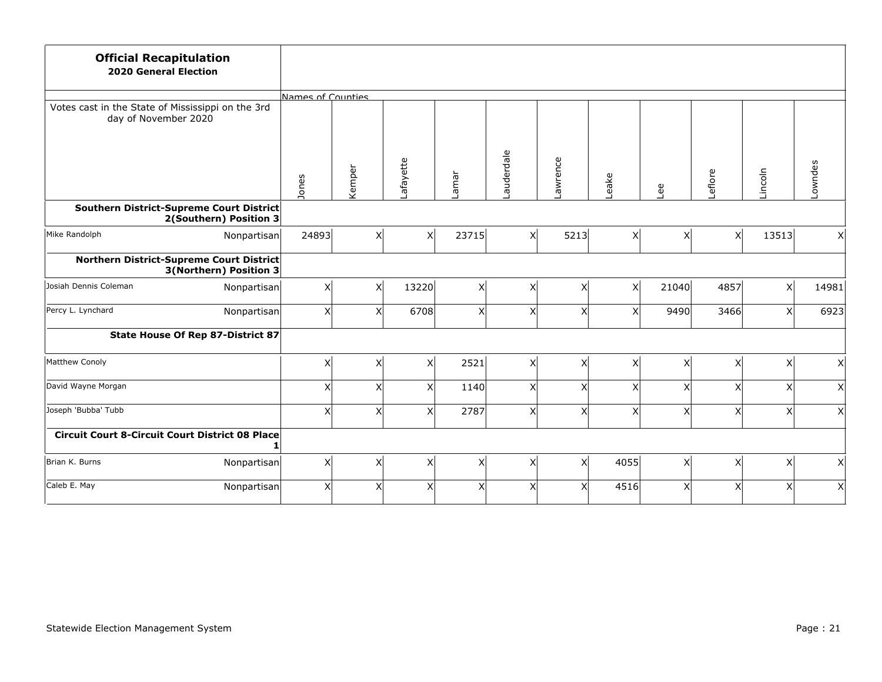**Official Recapitulation**
**2020 General Election**

| Votes cast in the State of Mississippi on the 3rd day of November 2020 | | Jones | Kemper | Lafayette | Lamar | Lauderdale | Lawrence | Leake | Lee | Leflore | Lincoln | Lowndes |
|---|---|---|---|---|---|---|---|---|---|---|---|---|
| **Southern District-Supreme Court District 2(Southern) Position 3** | | | | | | | | | | | | |
| Mike Randolph | Nonpartisan | 24893 | X | X | 23715 | X | 5213 | X | X | X | 13513 | X |
| **Northern District-Supreme Court District 3(Northern) Position 3** | | | | | | | | | | | | |
| Josiah Dennis Coleman | Nonpartisan | X | X | 13220 | X | X | X | X | 21040 | 4857 | X | 14981 |
| Percy L. Lynchard | Nonpartisan | X | X | 6708 | X | X | X | X | 9490 | 3466 | X | 6923 |
| **State House Of Rep 87-District 87** | | | | | | | | | | | | |
| Matthew Conoly | | X | X | X | 2521 | X | X | X | X | X | X | X |
| David Wayne Morgan | | X | X | X | 1140 | X | X | X | X | X | X | X |
| Joseph 'Bubba' Tubb | | X | X | X | 2787 | X | X | X | X | X | X | X |
| **Circuit Court 8-Circuit Court District 08 Place 1** | | | | | | | | | | | | |
| Brian K. Burns | Nonpartisan | X | X | X | X | X | X | 4055 | X | X | X | X |
| Caleb E. May | Nonpartisan | X | X | X | X | X | X | 4516 | X | X | X | X |

Statewide Election Management System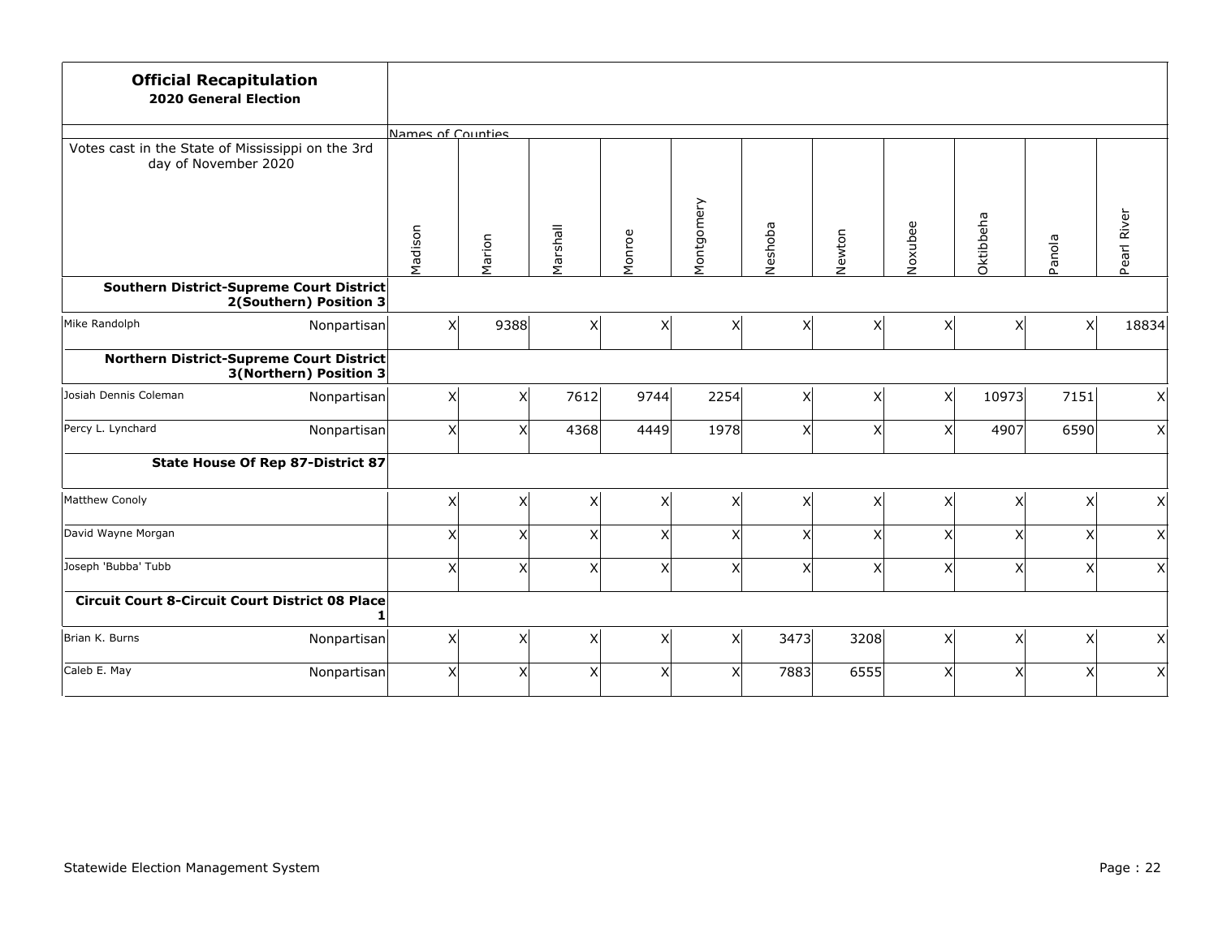**Official Recapitulation**
**2020 General Election**

| Votes cast in the State of Mississippi on the 3rd day of November 2020 | | Madison | Marion | Marshall | Monroe | Montgomery | Neshoba | Newton | Noxubee | Oktibbeha | Panola | Pearl River |
|---|---|---|---|---|---|---|---|---|---|---|---|---|
| **Southern District-Supreme Court District 2(Southern) Position 3** | | | | | | | | | | | | |
| Mike Randolph | Nonpartisan | X | 9388 | X | X | X | X | X | X | X | X | 18834 |
| **Northern District-Supreme Court District 3(Northern) Position 3** | | | | | | | | | | | | |
| Josiah Dennis Coleman | Nonpartisan | X | X | 7612 | 9744 | 2254 | X | X | X | 10973 | 7151 | X |
| Percy L. Lynchard | Nonpartisan | X | X | 4368 | 4449 | 1978 | X | X | X | 4907 | 6590 | X |
| **State House Of Rep 87-District 87** | | | | | | | | | | | | |
| Matthew Conoly | | X | X | X | X | X | X | X | X | X | X | X |
| David Wayne Morgan | | X | X | X | X | X | X | X | X | X | X | X |
| Joseph 'Bubba' Tubb | | X | X | X | X | X | X | X | X | X | X | X |
| **Circuit Court 8-Circuit Court District 08 Place 1** | | | | | | | | | | | | |
| Brian K. Burns | Nonpartisan | X | X | X | X | X | 3473 | 3208 | X | X | X | X |
| Caleb E. May | Nonpartisan | X | X | X | X | X | 7883 | 6555 | X | X | X | X |

Statewide Election Management System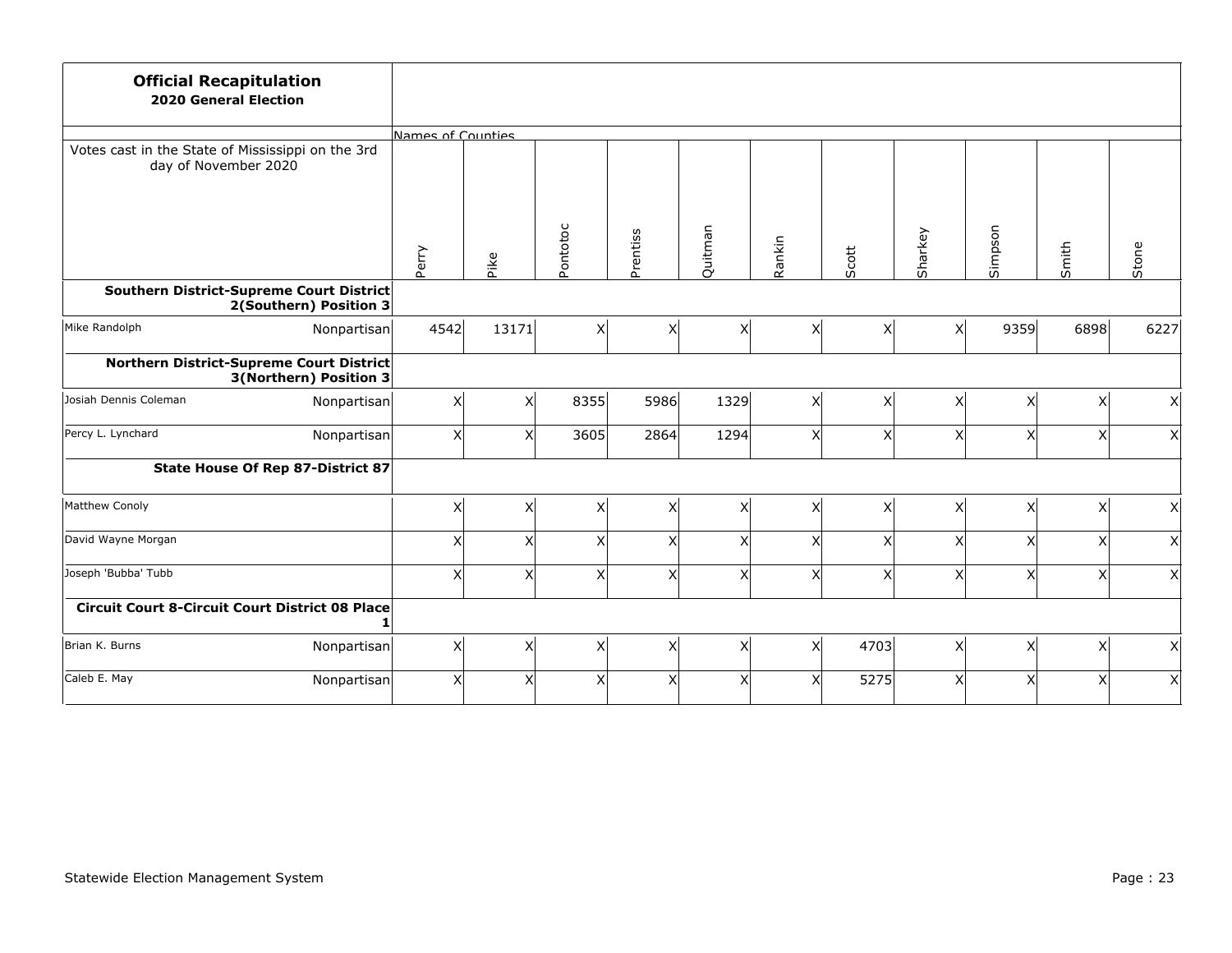**Official Recapitulation**
**2020 General Election**

| Votes cast in the State of Mississippi on the 3rd day of November 2020 | | Perry | Pike | Pontotoc | Prentiss | Quitman | Rankin | Scott | Sharkey | Simpson | Smith | Stone |
|---|---|---|---|---|---|---|---|---|---|---|---|---|
| **Southern District-Supreme Court District 2(Southern) Position 3** | | | | | | | | | | | | |
| Mike Randolph | Nonpartisan | 4542 | 13171 | X | X | X | X | X | X | 9359 | 6898 | 6227 |
| **Northern District-Supreme Court District 3(Northern) Position 3** | | | | | | | | | | | | |
| Josiah Dennis Coleman | Nonpartisan | X | X | 8355 | 5986 | 1329 | X | X | X | X | X | X |
| Percy L. Lynchard | Nonpartisan | X | X | 3605 | 2864 | 1294 | X | X | X | X | X | X |
| **State House Of Rep 87-District 87** | | | | | | | | | | | | |
| Matthew Conoly | | X | X | X | X | X | X | X | X | X | X | X |
| David Wayne Morgan | | X | X | X | X | X | X | X | X | X | X | X |
| Joseph 'Bubba' Tubb | | X | X | X | X | X | X | X | X | X | X | X |
| **Circuit Court 8-Circuit Court District 08 Place 1** | | | | | | | | | | | | |
| Brian K. Burns | Nonpartisan | X | X | X | X | X | X | 4703 | X | X | X | X |
| Caleb E. May | Nonpartisan | X | X | X | X | X | X | 5275 | X | X | X | X |

Statewide Election Management System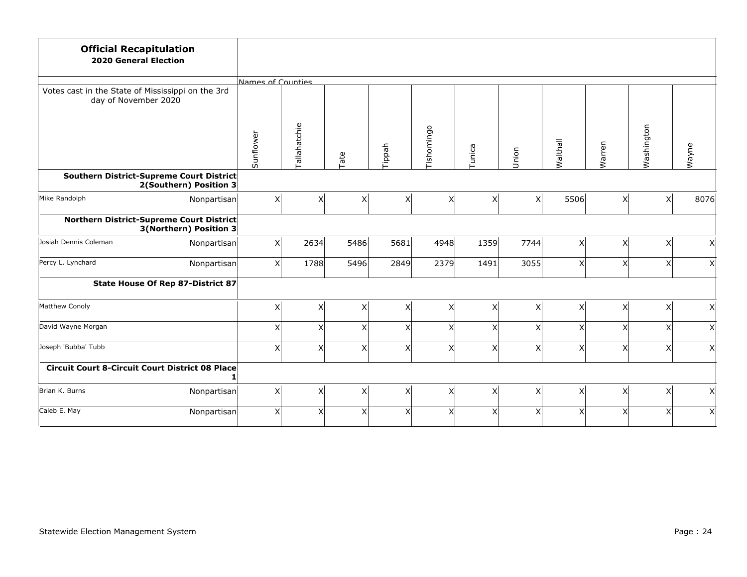**Official Recapitulation**
**2020 General Election**

| Votes cast in the State of Mississippi on the 3rd day of November 2020 | | Sunflower | Tallahatchie | Tate | Tippah | Tishomingo | Tunica | Union | Walthall | Warren | Washington | Wayne |
|---|---|---|---|---|---|---|---|---|---|---|---|---|
| **Southern District-Supreme Court District 2(Southern) Position 3** | | | | | | | | | | | | |
| Mike Randolph | Nonpartisan | X | X | X | X | X | X | X | 5506 | X | X | 8076 |
| **Northern District-Supreme Court District 3(Northern) Position 3** | | | | | | | | | | | | |
| Josiah Dennis Coleman | Nonpartisan | X | 2634 | 5486 | 5681 | 4948 | 1359 | 7744 | X | X | X | X |
| Percy L. Lynchard | Nonpartisan | X | 1788 | 5496 | 2849 | 2379 | 1491 | 3055 | X | X | X | X |
| **State House Of Rep 87-District 87** | | | | | | | | | | | | |
| Matthew Conoly | | X | X | X | X | X | X | X | X | X | X | X |
| David Wayne Morgan | | X | X | X | X | X | X | X | X | X | X | X |
| Joseph 'Bubba' Tubb | | X | X | X | X | X | X | X | X | X | X | X |
| **Circuit Court 8-Circuit Court District 08 Place 1** | | | | | | | | | | | | |
| Brian K. Burns | Nonpartisan | X | X | X | X | X | X | X | X | X | X | X |
| Caleb E. May | Nonpartisan | X | X | X | X | X | X | X | X | X | X | X |

Statewide Election Management System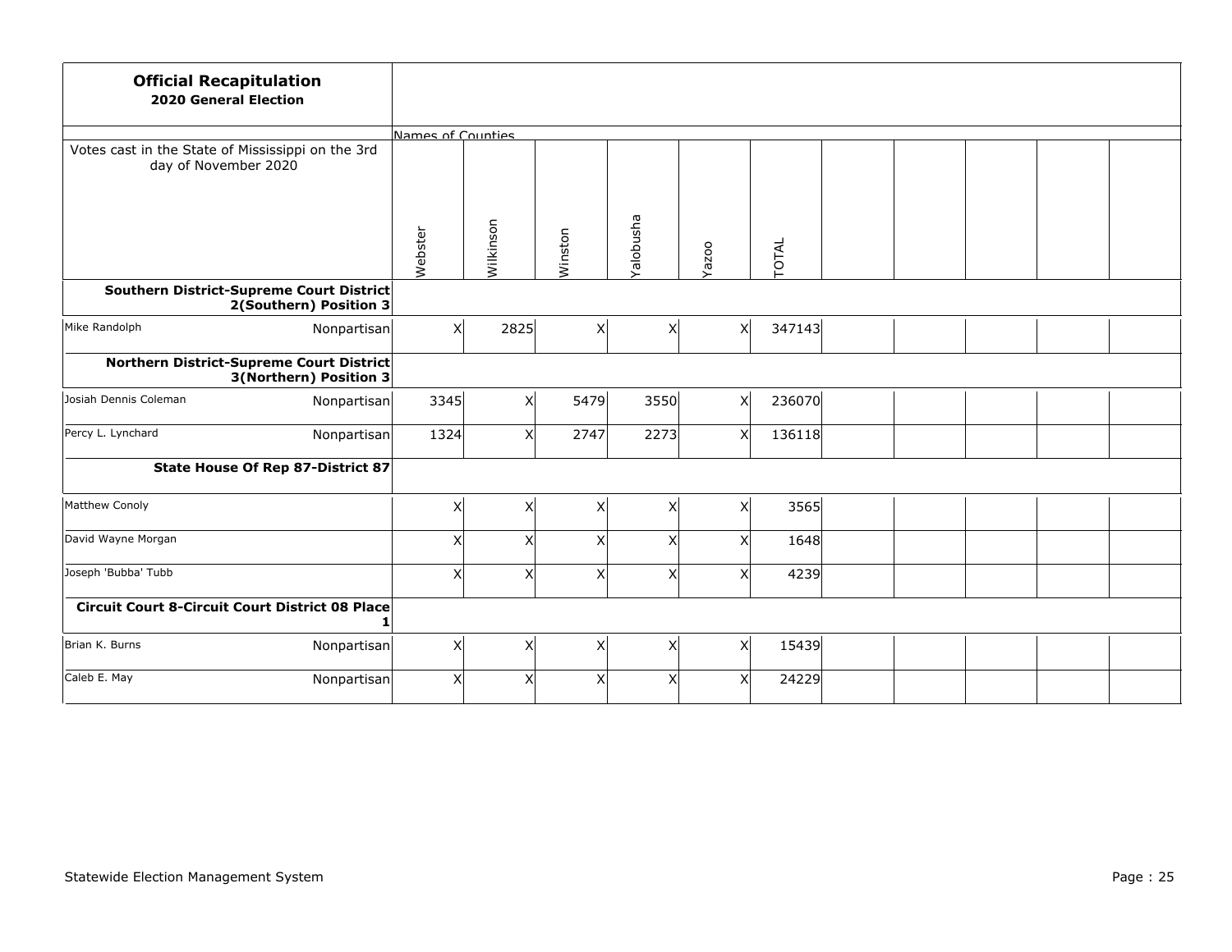## Official Recapitulation
**2020 General Election**

| Votes cast in the State of Mississippi on the 3rd day of November 2020 | | Webster | Wilkinson | Winston | Yalobusha | Yazoo | TOTAL | | | | | |
|---|---|---|---|---|---|---|---|---|---|---|---|---|
| **Southern District-Supreme Court District 2(Southern) Position 3** | | | | | | | | | | | | |
| Mike Randolph | Nonpartisan | X | 2825 | X | X | X | 347143 | | | | | |
| **Northern District-Supreme Court District 3(Northern) Position 3** | | | | | | | | | | | | |
| Josiah Dennis Coleman | Nonpartisan | 3345 | X | 5479 | 3550 | X | 236070 | | | | | |
| Percy L. Lynchard | Nonpartisan | 1324 | X | 2747 | 2273 | X | 136118 | | | | | |
| **State House Of Rep 87-District 87** | | | | | | | | | | | | |
| Matthew Conoly | | X | X | X | X | X | 3565 | | | | | |
| David Wayne Morgan | | X | X | X | X | X | 1648 | | | | | |
| Joseph 'Bubba' Tubb | | X | X | X | X | X | 4239 | | | | | |
| **Circuit Court 8-Circuit Court District 08 Place 1** | | | | | | | | | | | | |
| Brian K. Burns | Nonpartisan | X | X | X | X | X | 15439 | | | | | |
| Caleb E. May | Nonpartisan | X | X | X | X | X | 24229 | | | | | |

Statewide Election Management System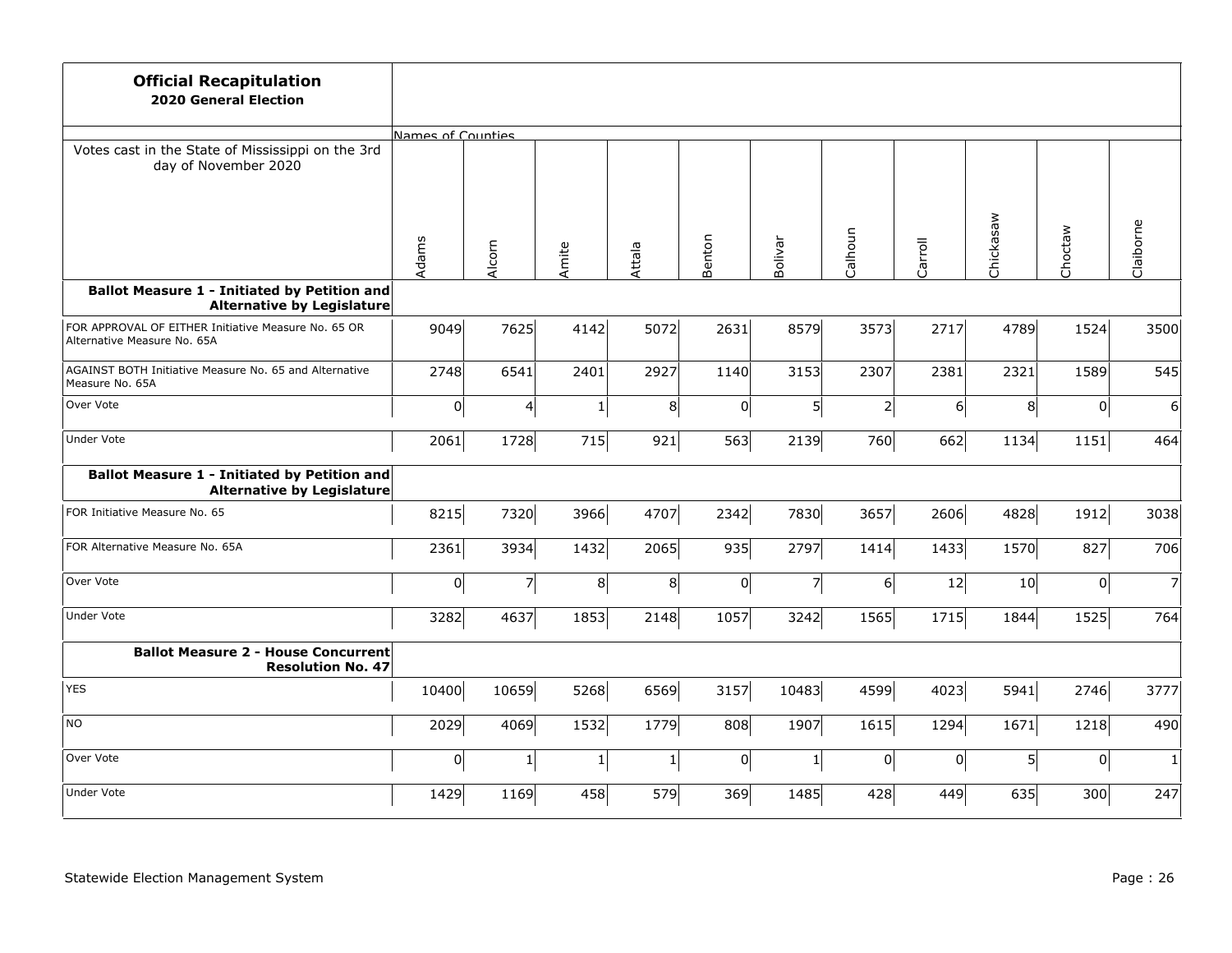**Official Recapitulation**
**2020 General Election**

| Votes cast in the State of Mississippi on the 3rd day of November 2020 | Adams | Alcorn | Amite | Attala | Benton | Bolivar | Calhoun | Carroll | Chickasaw | Choctaw | Claiborne |
|---|---|---|---|---|---|---|---|---|---|---|---|
| **Ballot Measure 1 - Initiated by Petition and Alternative by Legislature** | | | | | | | | | | | |
| FOR APPROVAL OF EITHER Initiative Measure No. 65 OR Alternative Measure No. 65A | 9049 | 7625 | 4142 | 5072 | 2631 | 8579 | 3573 | 2717 | 4789 | 1524 | 3500 |
| AGAINST BOTH Initiative Measure No. 65 and Alternative Measure No. 65A | 2748 | 6541 | 2401 | 2927 | 1140 | 3153 | 2307 | 2381 | 2321 | 1589 | 545 |
| Over Vote | 0 | 4 | 1 | 8 | 0 | 5 | 2 | 6 | 8 | 0 | 6 |
| Under Vote | 2061 | 1728 | 715 | 921 | 563 | 2139 | 760 | 662 | 1134 | 1151 | 464 |
| **Ballot Measure 1 - Initiated by Petition and Alternative by Legislature** | | | | | | | | | | | |
| FOR Initiative Measure No. 65 | 8215 | 7320 | 3966 | 4707 | 2342 | 7830 | 3657 | 2606 | 4828 | 1912 | 3038 |
| FOR Alternative Measure No. 65A | 2361 | 3934 | 1432 | 2065 | 935 | 2797 | 1414 | 1433 | 1570 | 827 | 706 |
| Over Vote | 0 | 7 | 8 | 8 | 0 | 7 | 6 | 12 | 10 | 0 | 7 |
| Under Vote | 3282 | 4637 | 1853 | 2148 | 1057 | 3242 | 1565 | 1715 | 1844 | 1525 | 764 |
| **Ballot Measure 2 - House Concurrent Resolution No. 47** | | | | | | | | | | | |
| YES | 10400 | 10659 | 5268 | 6569 | 3157 | 10483 | 4599 | 4023 | 5941 | 2746 | 3777 |
| NO | 2029 | 4069 | 1532 | 1779 | 808 | 1907 | 1615 | 1294 | 1671 | 1218 | 490 |
| Over Vote | 0 | 1 | 1 | 1 | 0 | 1 | 0 | 0 | 5 | 0 | 1 |
| Under Vote | 1429 | 1169 | 458 | 579 | 369 | 1485 | 428 | 449 | 635 | 300 | 247 |

Statewide Election Management System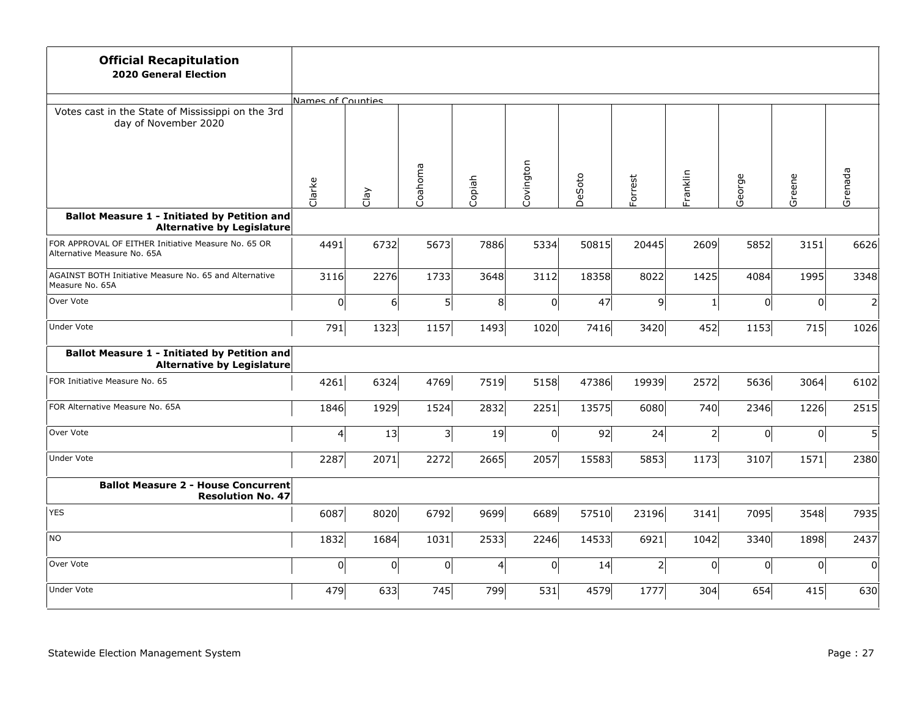## Official Recapitulation

**2020 General Election**

| Votes cast in the State of Mississippi on the 3rd day of November 2020 | Clarke | Clay | Coahoma | Copiah | Covington | DeSoto | Forrest | Franklin | George | Greene | Grenada |
|---|---|---|---|---|---|---|---|---|---|---|---|
| **Ballot Measure 1 - Initiated by Petition and Alternative by Legislature** | | | | | | | | | | | |
| FOR APPROVAL OF EITHER Initiative Measure No. 65 OR Alternative Measure No. 65A | 4491 | 6732 | 5673 | 7886 | 5334 | 50815 | 20445 | 2609 | 5852 | 3151 | 6626 |
| AGAINST BOTH Initiative Measure No. 65 and Alternative Measure No. 65A | 3116 | 2276 | 1733 | 3648 | 3112 | 18358 | 8022 | 1425 | 4084 | 1995 | 3348 |
| Over Vote | 0 | 6 | 5 | 8 | 0 | 47 | 9 | 1 | 0 | 0 | 2 |
| Under Vote | 791 | 1323 | 1157 | 1493 | 1020 | 7416 | 3420 | 452 | 1153 | 715 | 1026 |
| **Ballot Measure 1 - Initiated by Petition and Alternative by Legislature** | | | | | | | | | | | |
| FOR Initiative Measure No. 65 | 4261 | 6324 | 4769 | 7519 | 5158 | 47386 | 19939 | 2572 | 5636 | 3064 | 6102 |
| FOR Alternative Measure No. 65A | 1846 | 1929 | 1524 | 2832 | 2251 | 13575 | 6080 | 740 | 2346 | 1226 | 2515 |
| Over Vote | 4 | 13 | 3 | 19 | 0 | 92 | 24 | 2 | 0 | 0 | 5 |
| Under Vote | 2287 | 2071 | 2272 | 2665 | 2057 | 15583 | 5853 | 1173 | 3107 | 1571 | 2380 |
| **Ballot Measure 2 - House Concurrent Resolution No. 47** | | | | | | | | | | | |
| YES | 6087 | 8020 | 6792 | 9699 | 6689 | 57510 | 23196 | 3141 | 7095 | 3548 | 7935 |
| NO | 1832 | 1684 | 1031 | 2533 | 2246 | 14533 | 6921 | 1042 | 3340 | 1898 | 2437 |
| Over Vote | 0 | 0 | 0 | 4 | 0 | 14 | 2 | 0 | 0 | 0 | 0 |
| Under Vote | 479 | 633 | 745 | 799 | 531 | 4579 | 1777 | 304 | 654 | 415 | 630 |

Statewide Election Management System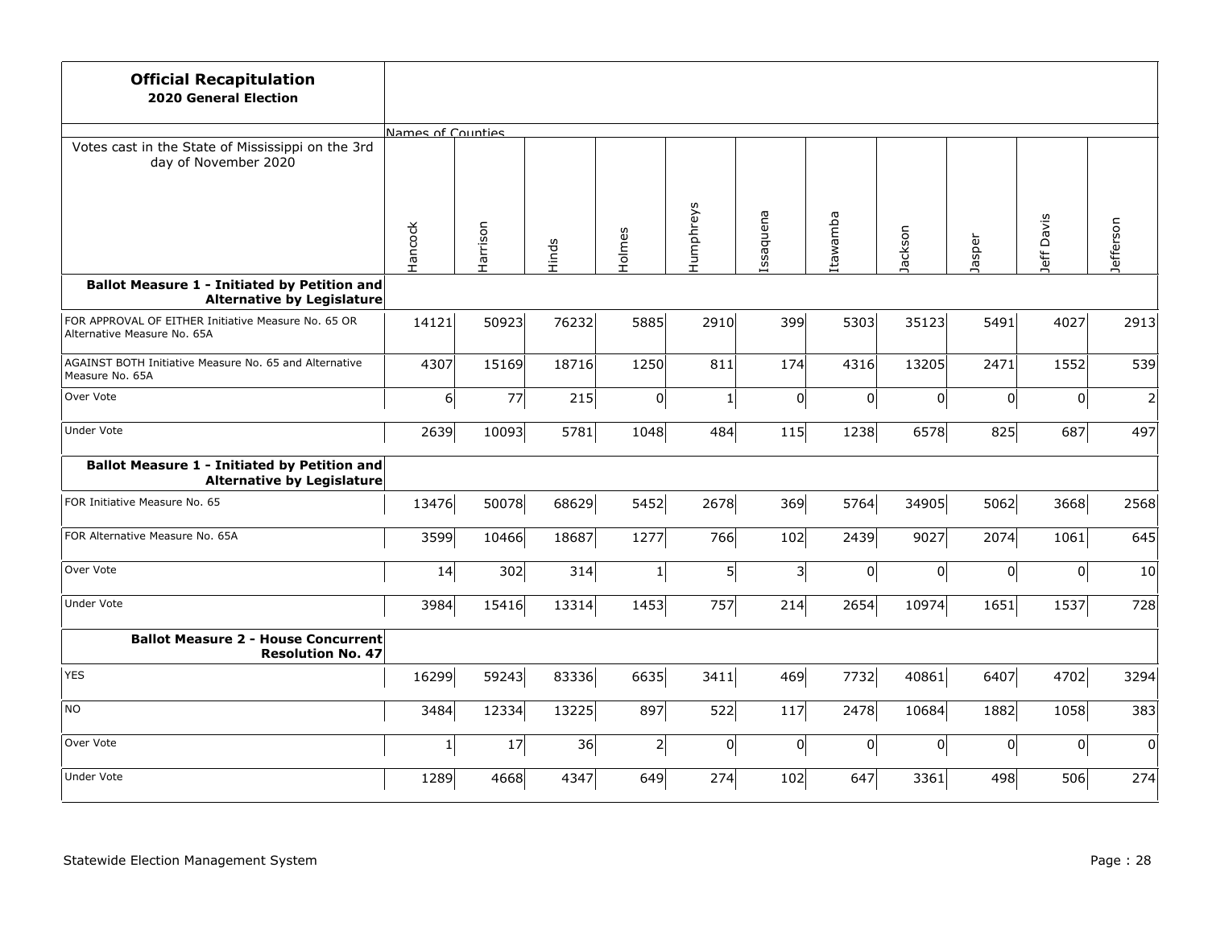**Official Recapitulation**
**2020 General Election**

| Votes cast in the State of Mississippi on the 3rd day of November 2020 | Hancock | Harrison | Hinds | Holmes | Humphreys | Issaquena | Itawamba | Jackson | Jasper | Jeff Davis | Jefferson |
|---|---|---|---|---|---|---|---|---|---|---|---|
| **Ballot Measure 1 - Initiated by Petition and Alternative by Legislature** | | | | | | | | | | | |
| FOR APPROVAL OF EITHER Initiative Measure No. 65 OR Alternative Measure No. 65A | 14121 | 50923 | 76232 | 5885 | 2910 | 399 | 5303 | 35123 | 5491 | 4027 | 2913 |
| AGAINST BOTH Initiative Measure No. 65 and Alternative Measure No. 65A | 4307 | 15169 | 18716 | 1250 | 811 | 174 | 4316 | 13205 | 2471 | 1552 | 539 |
| Over Vote | 6 | 77 | 215 | 0 | 1 | 0 | 0 | 0 | 0 | 0 | 2 |
| Under Vote | 2639 | 10093 | 5781 | 1048 | 484 | 115 | 1238 | 6578 | 825 | 687 | 497 |
| **Ballot Measure 1 - Initiated by Petition and Alternative by Legislature** | | | | | | | | | | | |
| FOR Initiative Measure No. 65 | 13476 | 50078 | 68629 | 5452 | 2678 | 369 | 5764 | 34905 | 5062 | 3668 | 2568 |
| FOR Alternative Measure No. 65A | 3599 | 10466 | 18687 | 1277 | 766 | 102 | 2439 | 9027 | 2074 | 1061 | 645 |
| Over Vote | 14 | 302 | 314 | 1 | 5 | 3 | 0 | 0 | 0 | 0 | 10 |
| Under Vote | 3984 | 15416 | 13314 | 1453 | 757 | 214 | 2654 | 10974 | 1651 | 1537 | 728 |
| **Ballot Measure 2 - House Concurrent Resolution No. 47** | | | | | | | | | | | |
| YES | 16299 | 59243 | 83336 | 6635 | 3411 | 469 | 7732 | 40861 | 6407 | 4702 | 3294 |
| NO | 3484 | 12334 | 13225 | 897 | 522 | 117 | 2478 | 10684 | 1882 | 1058 | 383 |
| Over Vote | 1 | 17 | 36 | 2 | 0 | 0 | 0 | 0 | 0 | 0 | 0 |
| Under Vote | 1289 | 4668 | 4347 | 649 | 274 | 102 | 647 | 3361 | 498 | 506 | 274 |

Statewide Election Management System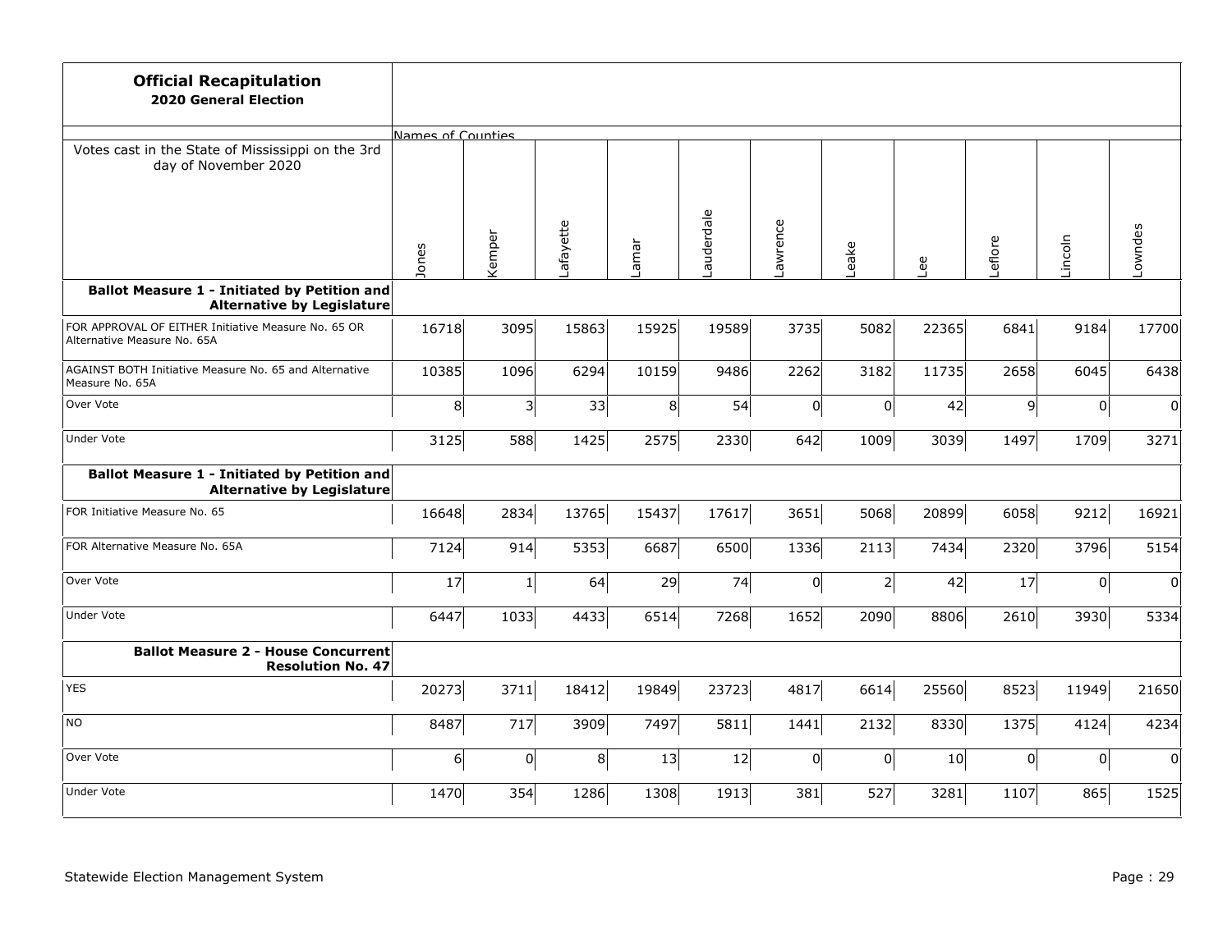**Official Recapitulation**
**2020 General Election**

| Votes cast in the State of Mississippi on the 3rd day of November 2020 | Jones | Kemper | Lafayette | Lamar | Lauderdale | Lawrence | Leake | Lee | Leflore | Lincoln | Lowndes |
|---|---|---|---|---|---|---|---|---|---|---|---|
| **Ballot Measure 1 - Initiated by Petition and Alternative by Legislature** | | | | | | | | | | | |
| FOR APPROVAL OF EITHER Initiative Measure No. 65 OR Alternative Measure No. 65A | 16718 | 3095 | 15863 | 15925 | 19589 | 3735 | 5082 | 22365 | 6841 | 9184 | 17700 |
| AGAINST BOTH Initiative Measure No. 65 and Alternative Measure No. 65A | 10385 | 1096 | 6294 | 10159 | 9486 | 2262 | 3182 | 11735 | 2658 | 6045 | 6438 |
| Over Vote | 8 | 3 | 33 | 8 | 54 | 0 | 0 | 42 | 9 | 0 | 0 |
| Under Vote | 3125 | 588 | 1425 | 2575 | 2330 | 642 | 1009 | 3039 | 1497 | 1709 | 3271 |
| **Ballot Measure 1 - Initiated by Petition and Alternative by Legislature** | | | | | | | | | | | |
| FOR Initiative Measure No. 65 | 16648 | 2834 | 13765 | 15437 | 17617 | 3651 | 5068 | 20899 | 6058 | 9212 | 16921 |
| FOR Alternative Measure No. 65A | 7124 | 914 | 5353 | 6687 | 6500 | 1336 | 2113 | 7434 | 2320 | 3796 | 5154 |
| Over Vote | 17 | 1 | 64 | 29 | 74 | 0 | 2 | 42 | 17 | 0 | 0 |
| Under Vote | 6447 | 1033 | 4433 | 6514 | 7268 | 1652 | 2090 | 8806 | 2610 | 3930 | 5334 |
| **Ballot Measure 2 - House Concurrent Resolution No. 47** | | | | | | | | | | | |
| YES | 20273 | 3711 | 18412 | 19849 | 23723 | 4817 | 6614 | 25560 | 8523 | 11949 | 21650 |
| NO | 8487 | 717 | 3909 | 7497 | 5811 | 1441 | 2132 | 8330 | 1375 | 4124 | 4234 |
| Over Vote | 6 | 0 | 8 | 13 | 12 | 0 | 0 | 10 | 0 | 0 | 0 |
| Under Vote | 1470 | 354 | 1286 | 1308 | 1913 | 381 | 527 | 3281 | 1107 | 865 | 1525 |

Statewide Election Management System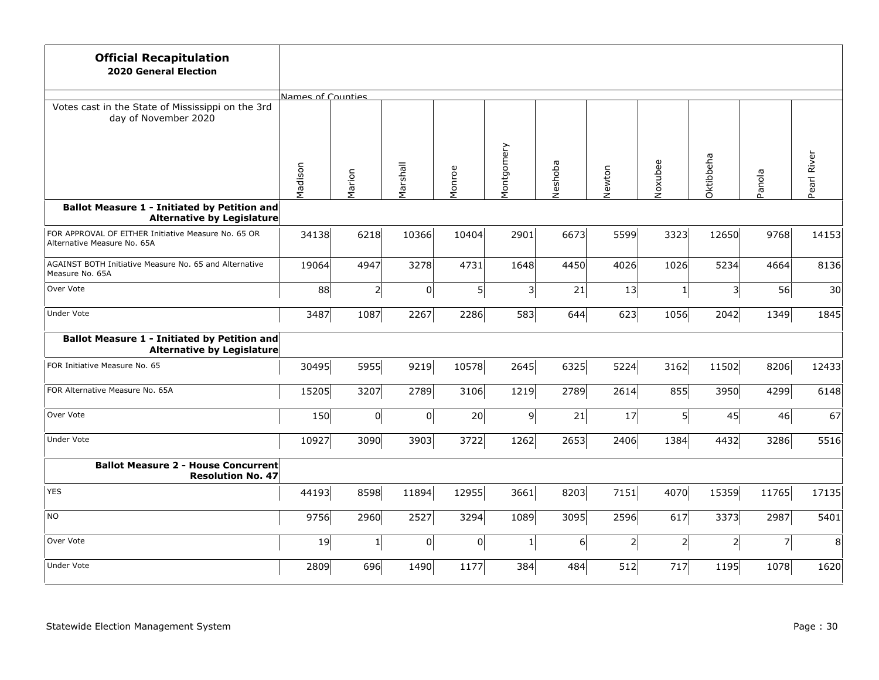**Official Recapitulation**
**2020 General Election**

| Votes cast in the State of Mississippi on the 3rd day of November 2020 | Madison | Marion | Marshall | Monroe | Montgomery | Neshoba | Newton | Noxubee | Oktibbeha | Panola | Pearl River |
|---|---|---|---|---|---|---|---|---|---|---|---|
| **Ballot Measure 1 - Initiated by Petition and Alternative by Legislature** | | | | | | | | | | | |
| FOR APPROVAL OF EITHER Initiative Measure No. 65 OR Alternative Measure No. 65A | 34138 | 6218 | 10366 | 10404 | 2901 | 6673 | 5599 | 3323 | 12650 | 9768 | 14153 |
| AGAINST BOTH Initiative Measure No. 65 and Alternative Measure No. 65A | 19064 | 4947 | 3278 | 4731 | 1648 | 4450 | 4026 | 1026 | 5234 | 4664 | 8136 |
| Over Vote | 88 | 2 | 0 | 5 | 3 | 21 | 13 | 1 | 3 | 56 | 30 |
| Under Vote | 3487 | 1087 | 2267 | 2286 | 583 | 644 | 623 | 1056 | 2042 | 1349 | 1845 |
| **Ballot Measure 1 - Initiated by Petition and Alternative by Legislature** | | | | | | | | | | | |
| FOR Initiative Measure No. 65 | 30495 | 5955 | 9219 | 10578 | 2645 | 6325 | 5224 | 3162 | 11502 | 8206 | 12433 |
| FOR Alternative Measure No. 65A | 15205 | 3207 | 2789 | 3106 | 1219 | 2789 | 2614 | 855 | 3950 | 4299 | 6148 |
| Over Vote | 150 | 0 | 0 | 20 | 9 | 21 | 17 | 5 | 45 | 46 | 67 |
| Under Vote | 10927 | 3090 | 3903 | 3722 | 1262 | 2653 | 2406 | 1384 | 4432 | 3286 | 5516 |
| **Ballot Measure 2 - House Concurrent Resolution No. 47** | | | | | | | | | | | |
| YES | 44193 | 8598 | 11894 | 12955 | 3661 | 8203 | 7151 | 4070 | 15359 | 11765 | 17135 |
| NO | 9756 | 2960 | 2527 | 3294 | 1089 | 3095 | 2596 | 617 | 3373 | 2987 | 5401 |
| Over Vote | 19 | 1 | 0 | 0 | 1 | 6 | 2 | 2 | 2 | 7 | 8 |
| Under Vote | 2809 | 696 | 1490 | 1177 | 384 | 484 | 512 | 717 | 1195 | 1078 | 1620 |

Statewide Election Management System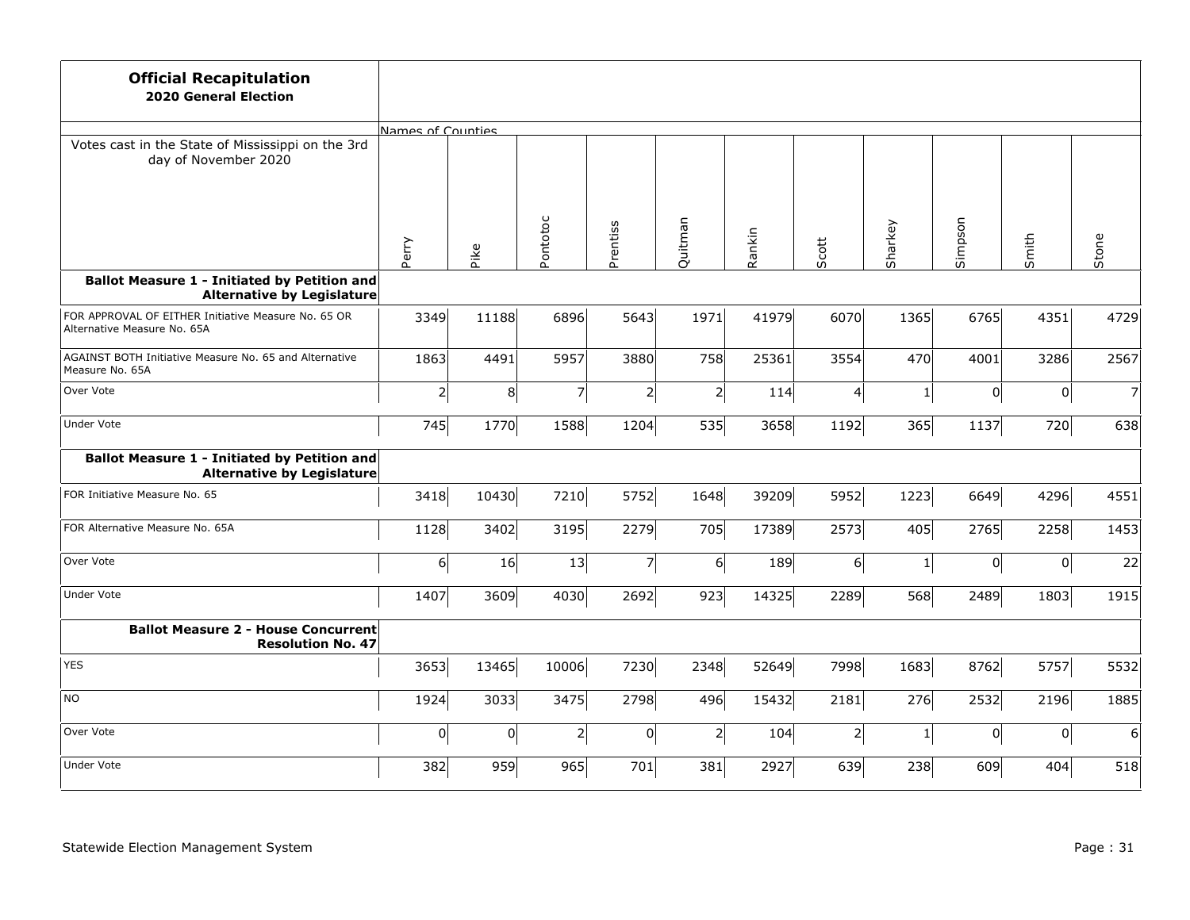**Official Recapitulation**
**2020 General Election**

Votes cast in the State of Mississippi on the 3rd day of November 2020

| | Names of Counties | | | | | | | | | | |
|---|---|---|---|---|---|---|---|---|---|---|---|
| | Perry | Pike | Pontotoc | Prentiss | Quitman | Rankin | Scott | Sharkey | Simpson | Smith | Stone |
| **Ballot Measure 1 - Initiated by Petition and Alternative by Legislature** | | | | | | | | | | | |
| FOR APPROVAL OF EITHER Initiative Measure No. 65 OR Alternative Measure No. 65A | 3349 | 11188 | 6896 | 5643 | 1971 | 41979 | 6070 | 1365 | 6765 | 4351 | 4729 |
| AGAINST BOTH Initiative Measure No. 65 and Alternative Measure No. 65A | 1863 | 4491 | 5957 | 3880 | 758 | 25361 | 3554 | 470 | 4001 | 3286 | 2567 |
| Over Vote | 2 | 8 | 7 | 2 | 2 | 114 | 4 | 1 | 0 | 0 | 7 |
| Under Vote | 745 | 1770 | 1588 | 1204 | 535 | 3658 | 1192 | 365 | 1137 | 720 | 638 |
| **Ballot Measure 1 - Initiated by Petition and Alternative by Legislature** | | | | | | | | | | | |
| FOR Initiative Measure No. 65 | 3418 | 10430 | 7210 | 5752 | 1648 | 39209 | 5952 | 1223 | 6649 | 4296 | 4551 |
| FOR Alternative Measure No. 65A | 1128 | 3402 | 3195 | 2279 | 705 | 17389 | 2573 | 405 | 2765 | 2258 | 1453 |
| Over Vote | 6 | 16 | 13 | 7 | 6 | 189 | 6 | 1 | 0 | 0 | 22 |
| Under Vote | 1407 | 3609 | 4030 | 2692 | 923 | 14325 | 2289 | 568 | 2489 | 1803 | 1915 |
| **Ballot Measure 2 - House Concurrent Resolution No. 47** | | | | | | | | | | | |
| YES | 3653 | 13465 | 10006 | 7230 | 2348 | 52649 | 7998 | 1683 | 8762 | 5757 | 5532 |
| NO | 1924 | 3033 | 3475 | 2798 | 496 | 15432 | 2181 | 276 | 2532 | 2196 | 1885 |
| Over Vote | 0 | 0 | 2 | 0 | 2 | 104 | 2 | 1 | 0 | 0 | 6 |
| Under Vote | 382 | 959 | 965 | 701 | 381 | 2927 | 639 | 238 | 609 | 404 | 518 |

Statewide Election Management System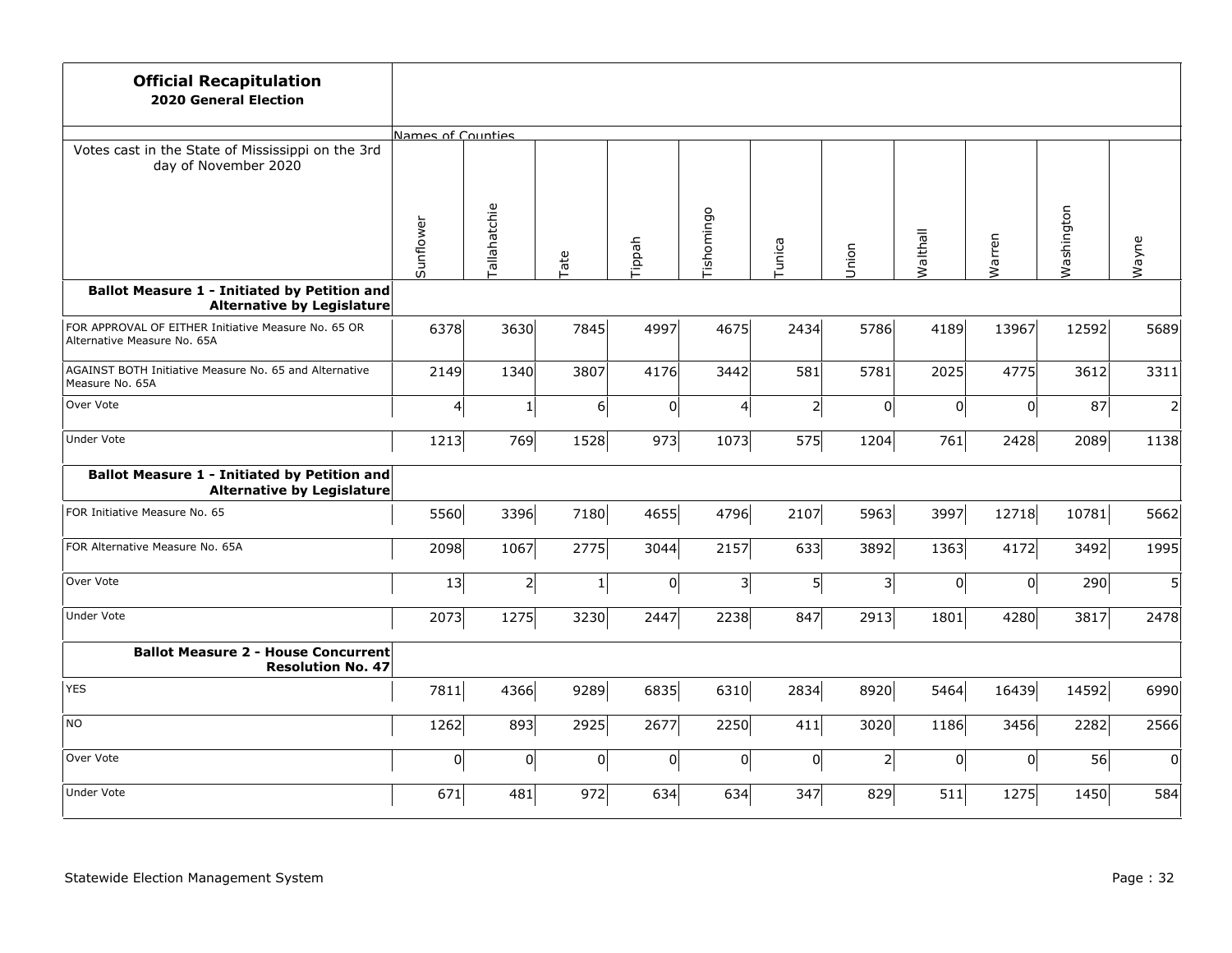## Official Recapitulation
**2020 General Election**

| Votes cast in the State of Mississippi on the 3rd day of November 2020 | Sunflower | Tallahatchie | Tate | Tippah | Tishomingo | Tunica | Union | Walthall | Warren | Washington | Wayne |
|---|---|---|---|---|---|---|---|---|---|---|---|
| **Ballot Measure 1 - Initiated by Petition and Alternative by Legislature** | | | | | | | | | | | |
| FOR APPROVAL OF EITHER Initiative Measure No. 65 OR Alternative Measure No. 65A | 6378 | 3630 | 7845 | 4997 | 4675 | 2434 | 5786 | 4189 | 13967 | 12592 | 5689 |
| AGAINST BOTH Initiative Measure No. 65 and Alternative Measure No. 65A | 2149 | 1340 | 3807 | 4176 | 3442 | 581 | 5781 | 2025 | 4775 | 3612 | 3311 |
| Over Vote | 4 | 1 | 6 | 0 | 4 | 2 | 0 | 0 | 0 | 87 | 2 |
| Under Vote | 1213 | 769 | 1528 | 973 | 1073 | 575 | 1204 | 761 | 2428 | 2089 | 1138 |
| **Ballot Measure 1 - Initiated by Petition and Alternative by Legislature** | | | | | | | | | | | |
| FOR Initiative Measure No. 65 | 5560 | 3396 | 7180 | 4655 | 4796 | 2107 | 5963 | 3997 | 12718 | 10781 | 5662 |
| FOR Alternative Measure No. 65A | 2098 | 1067 | 2775 | 3044 | 2157 | 633 | 3892 | 1363 | 4172 | 3492 | 1995 |
| Over Vote | 13 | 2 | 1 | 0 | 3 | 5 | 3 | 0 | 0 | 290 | 5 |
| Under Vote | 2073 | 1275 | 3230 | 2447 | 2238 | 847 | 2913 | 1801 | 4280 | 3817 | 2478 |
| **Ballot Measure 2 - House Concurrent Resolution No. 47** | | | | | | | | | | | |
| YES | 7811 | 4366 | 9289 | 6835 | 6310 | 2834 | 8920 | 5464 | 16439 | 14592 | 6990 |
| NO | 1262 | 893 | 2925 | 2677 | 2250 | 411 | 3020 | 1186 | 3456 | 2282 | 2566 |
| Over Vote | 0 | 0 | 0 | 0 | 0 | 0 | 2 | 0 | 0 | 56 | 0 |
| Under Vote | 671 | 481 | 972 | 634 | 634 | 347 | 829 | 511 | 1275 | 1450 | 584 |

Statewide Election Management System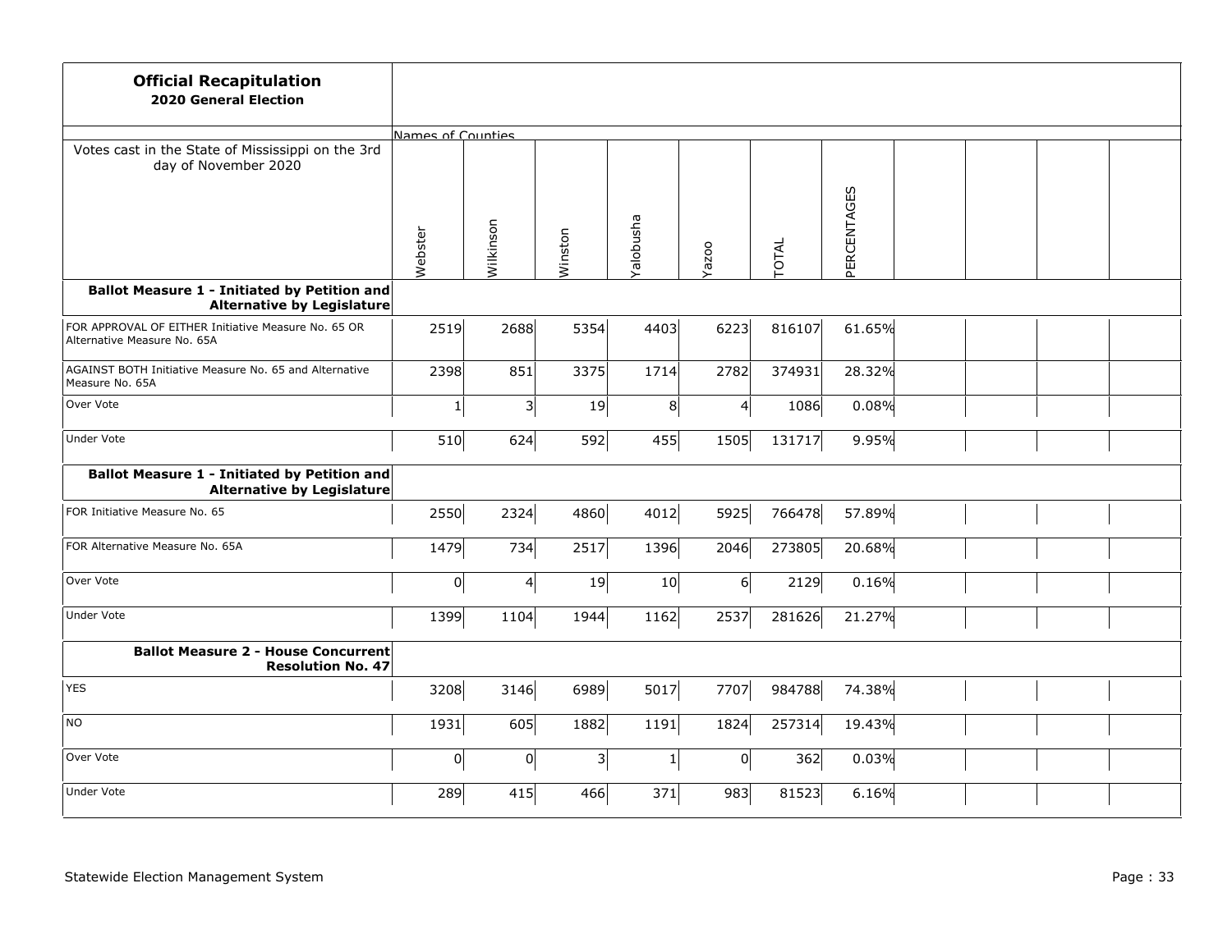## Official Recapitulation
**2020 General Election**

| Votes cast in the State of Mississippi on the 3rd day of November 2020 | Webster | Wilkinson | Winston | Yalobusha | Yazoo | TOTAL | PERCENTAGES | | | |
|---|---|---|---|---|---|---|---|---|---|---|
| | Names of Counties | | | | | | | | | |
| **Ballot Measure 1 - Initiated by Petition and Alternative by Legislature** | | | | | | | | | | |
| FOR APPROVAL OF EITHER Initiative Measure No. 65 OR Alternative Measure No. 65A | 2519 | 2688 | 5354 | 4403 | 6223 | 816107 | 61.65% | | | |
| AGAINST BOTH Initiative Measure No. 65 and Alternative Measure No. 65A | 2398 | 851 | 3375 | 1714 | 2782 | 374931 | 28.32% | | | |
| Over Vote | 1 | 3 | 19 | 8 | 4 | 1086 | 0.08% | | | |
| Under Vote | 510 | 624 | 592 | 455 | 1505 | 131717 | 9.95% | | | |
| **Ballot Measure 1 - Initiated by Petition and Alternative by Legislature** | | | | | | | | | | |
| FOR Initiative Measure No. 65 | 2550 | 2324 | 4860 | 4012 | 5925 | 766478 | 57.89% | | | |
| FOR Alternative Measure No. 65A | 1479 | 734 | 2517 | 1396 | 2046 | 273805 | 20.68% | | | |
| Over Vote | 0 | 4 | 19 | 10 | 6 | 2129 | 0.16% | | | |
| Under Vote | 1399 | 1104 | 1944 | 1162 | 2537 | 281626 | 21.27% | | | |
| **Ballot Measure 2 - House Concurrent Resolution No. 47** | | | | | | | | | | |
| YES | 3208 | 3146 | 6989 | 5017 | 7707 | 984788 | 74.38% | | | |
| NO | 1931 | 605 | 1882 | 1191 | 1824 | 257314 | 19.43% | | | |
| Over Vote | 0 | 0 | 3 | 1 | 0 | 362 | 0.03% | | | |
| Under Vote | 289 | 415 | 466 | 371 | 983 | 81523 | 6.16% | | | |

Statewide Election Management System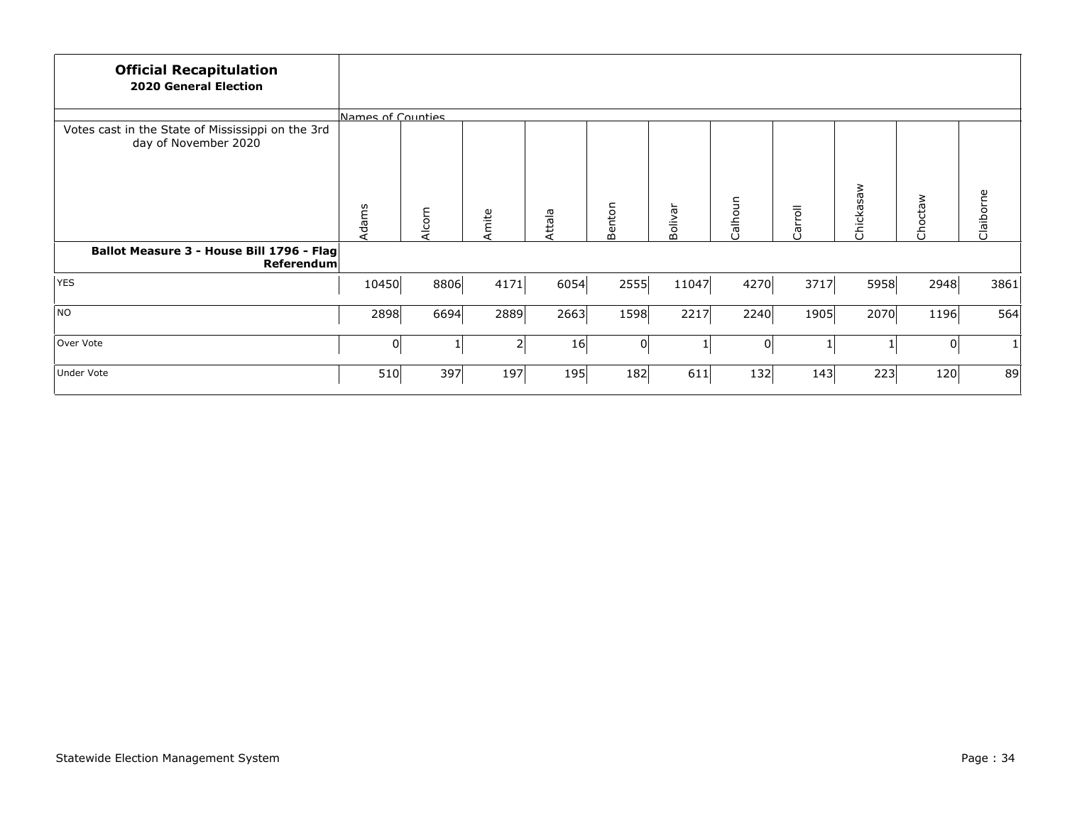## Official Recapitulation

**2020 General Election**

| Votes cast in the State of Mississippi on the 3rd day of November 2020 | Adams | Alcorn | Amite | Attala | Benton | Bolivar | Calhoun | Carroll | Chickasaw | Choctaw | Claiborne |
|---|---|---|---|---|---|---|---|---|---|---|---|
| **Ballot Measure 3 - House Bill 1796 - Flag Referendum** | | | | | | | | | | | |
| YES | 10450 | 8806 | 4171 | 6054 | 2555 | 11047 | 4270 | 3717 | 5958 | 2948 | 3861 |
| NO | 2898 | 6694 | 2889 | 2663 | 1598 | 2217 | 2240 | 1905 | 2070 | 1196 | 564 |
| Over Vote | 0 | 1 | 2 | 16 | 0 | 1 | 0 | 1 | 1 | 0 | 1 |
| Under Vote | 510 | 397 | 197 | 195 | 182 | 611 | 132 | 143 | 223 | 120 | 89 |

Statewide Election Management System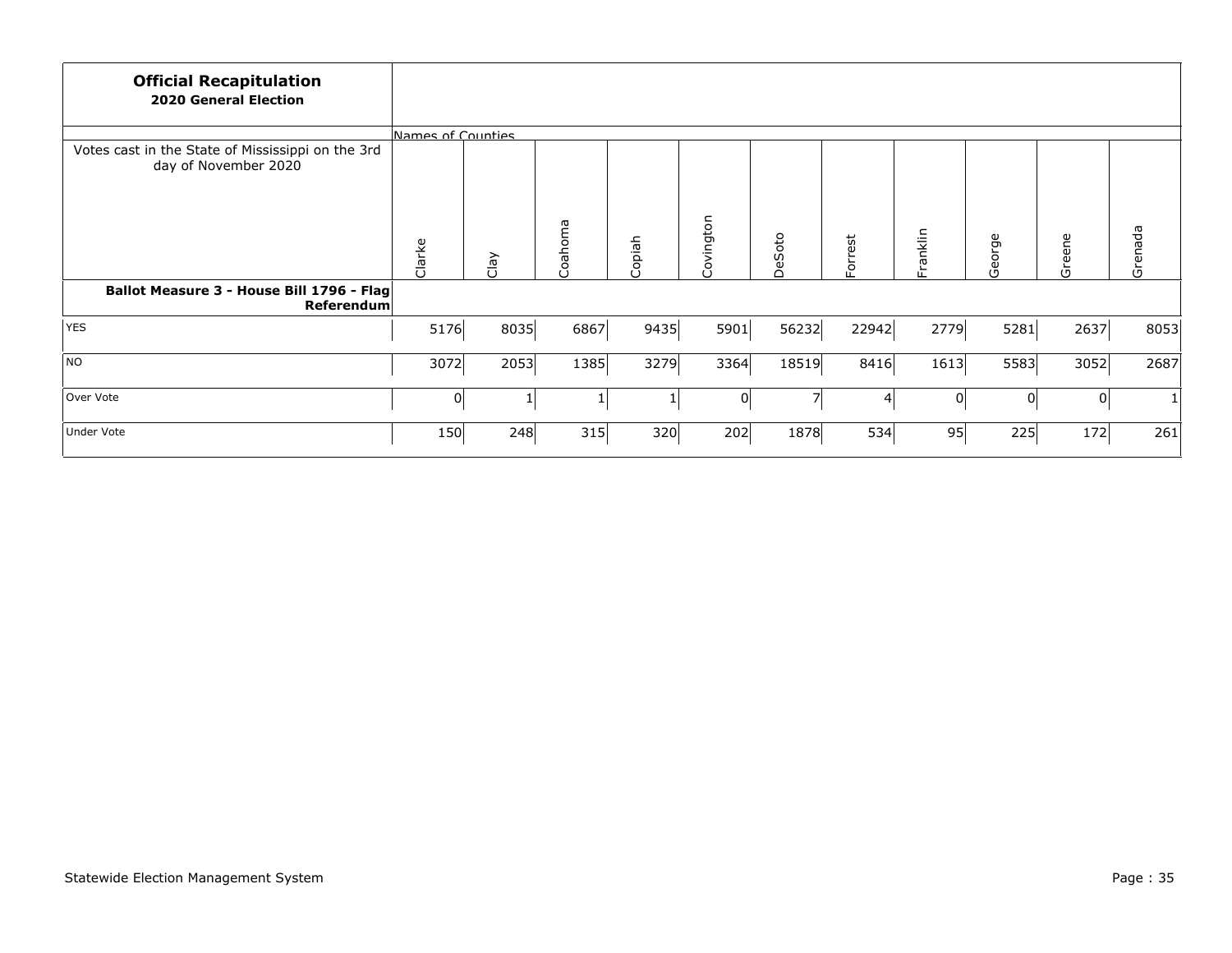**Official Recapitulation**
**2020 General Election**

| Votes cast in the State of Mississippi on the 3rd day of November 2020 | Clarke | Clay | Coahoma | Copiah | Covington | DeSoto | Forrest | Franklin | George | Greene | Grenada |
|---|---|---|---|---|---|---|---|---|---|---|---|
| **Ballot Measure 3 - House Bill 1796 - Flag Referendum** | | | | | | | | | | | |
| YES | 5176 | 8035 | 6867 | 9435 | 5901 | 56232 | 22942 | 2779 | 5281 | 2637 | 8053 |
| NO | 3072 | 2053 | 1385 | 3279 | 3364 | 18519 | 8416 | 1613 | 5583 | 3052 | 2687 |
| Over Vote | 0 | 1 | 1 | 1 | 0 | 7 | 4 | 0 | 0 | 0 | 1 |
| Under Vote | 150 | 248 | 315 | 320 | 202 | 1878 | 534 | 95 | 225 | 172 | 261 |

Statewide Election Management System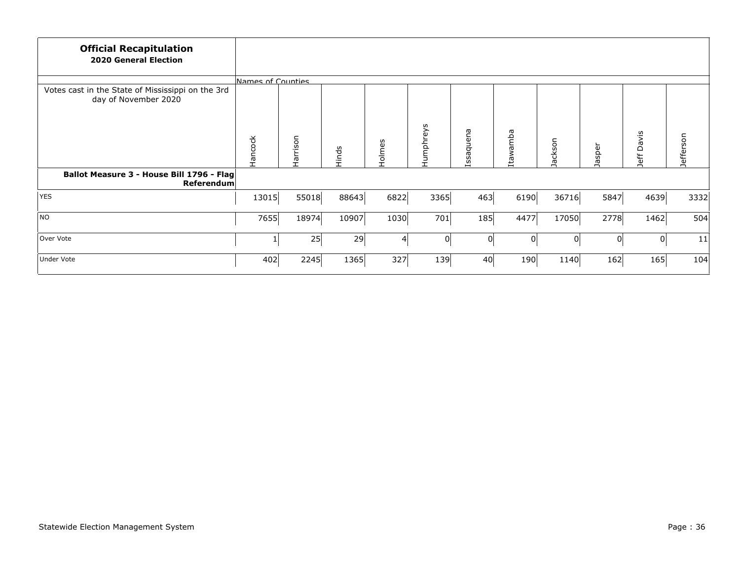**Official Recapitulation**
**2020 General Election**

| Votes cast in the State of Mississippi on the 3rd day of November 2020 | Names of Counties | | | | | | | | | | |
|---|---|---|---|---|---|---|---|---|---|---|---|
| | Hancock | Harrison | Hinds | Holmes | Humphreys | Issaquena | Itawamba | Jackson | Jasper | Jeff Davis | Jefferson |
| **Ballot Measure 3 - House Bill 1796 - Flag Referendum** | | | | | | | | | | | |
| YES | 13015 | 55018 | 88643 | 6822 | 3365 | 463 | 6190 | 36716 | 5847 | 4639 | 3332 |
| NO | 7655 | 18974 | 10907 | 1030 | 701 | 185 | 4477 | 17050 | 2778 | 1462 | 504 |
| Over Vote | 1 | 25 | 29 | 4 | 0 | 0 | 0 | 0 | 0 | 0 | 11 |
| Under Vote | 402 | 2245 | 1365 | 327 | 139 | 40 | 190 | 1140 | 162 | 165 | 104 |

Statewide Election Management System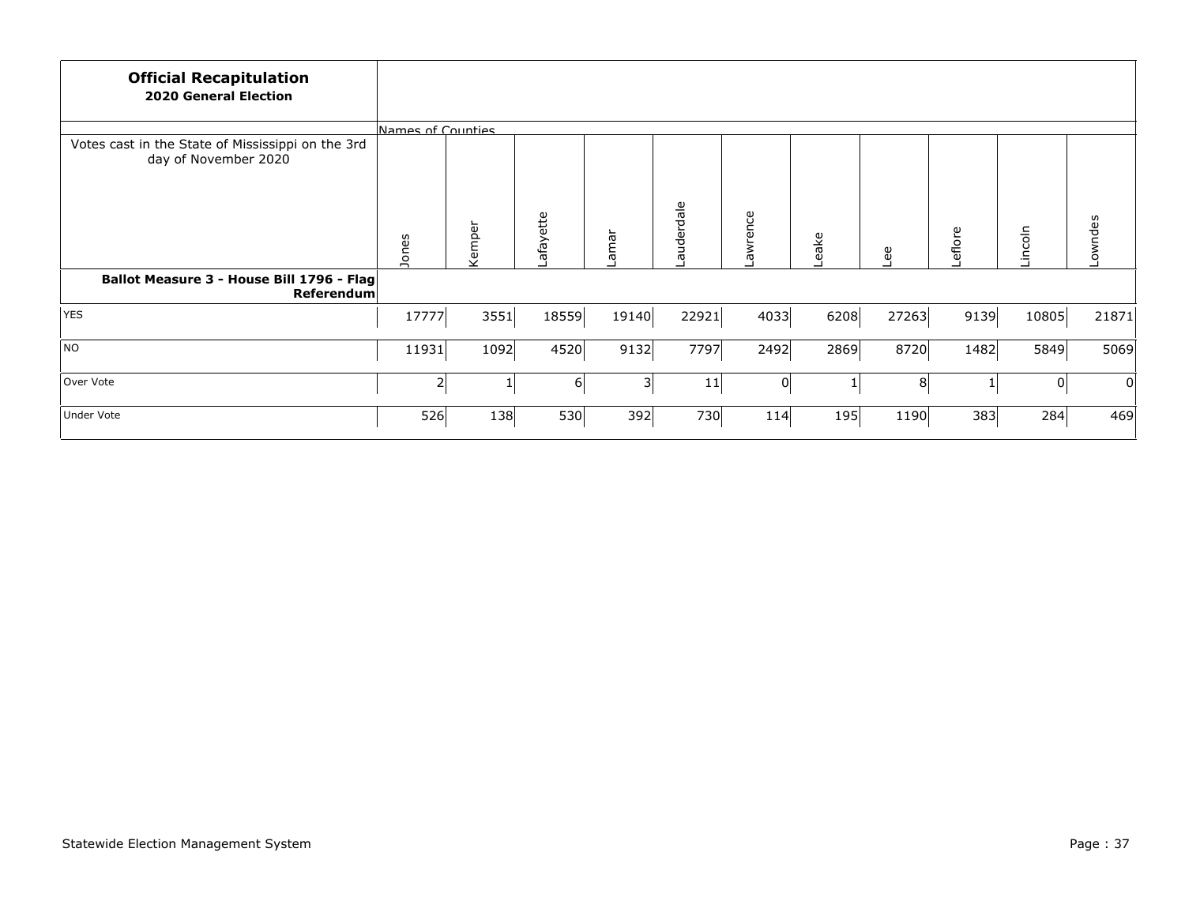**Official Recapitulation**
**2020 General Election**

| Votes cast in the State of Mississippi on the 3rd day of November 2020 | Jones | Kemper | Lafayette | Lamar | Lauderdale | Lawrence | Leake | Lee | Leflore | Lincoln | Lowndes |
|---|---|---|---|---|---|---|---|---|---|---|---|
| **Ballot Measure 3 - House Bill 1796 - Flag Referendum** | | | | | | | | | | | |
| YES | 17777 | 3551 | 18559 | 19140 | 22921 | 4033 | 6208 | 27263 | 9139 | 10805 | 21871 |
| NO | 11931 | 1092 | 4520 | 9132 | 7797 | 2492 | 2869 | 8720 | 1482 | 5849 | 5069 |
| Over Vote | 2 | 1 | 6 | 3 | 11 | 0 | 1 | 8 | 1 | 0 | 0 |
| Under Vote | 526 | 138 | 530 | 392 | 730 | 114 | 195 | 1190 | 383 | 284 | 469 |

Statewide Election Management System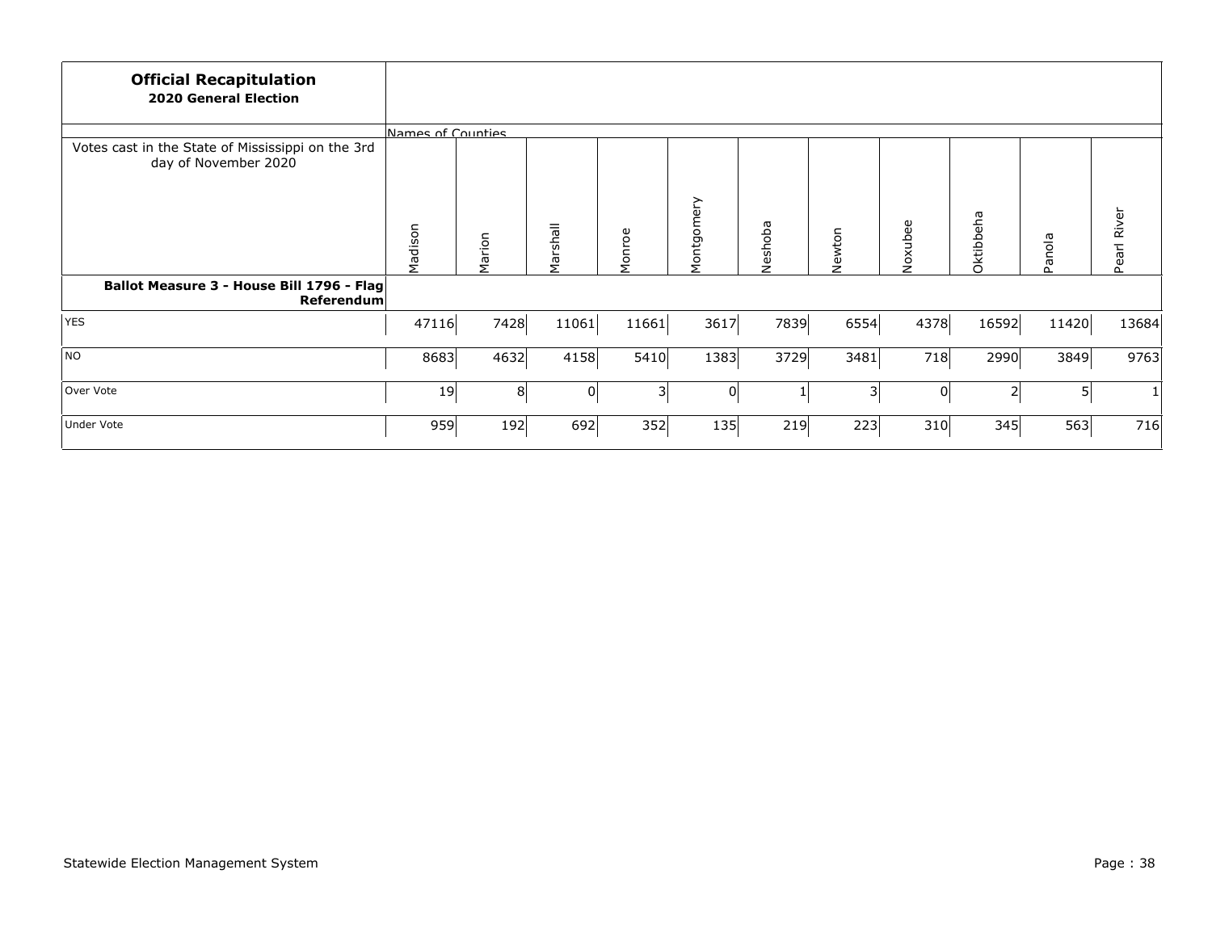**Official Recapitulation**
**2020 General Election**

| Votes cast in the State of Mississippi on the 3rd day of November 2020 | Madison | Marion | Marshall | Monroe | Montgomery | Neshoba | Newton | Noxubee | Oktibbeha | Panola | Pearl River |
|---|---|---|---|---|---|---|---|---|---|---|---|
| **Ballot Measure 3 - House Bill 1796 - Flag Referendum** | | | | | | | | | | | |
| YES | 47116 | 7428 | 11061 | 11661 | 3617 | 7839 | 6554 | 4378 | 16592 | 11420 | 13684 |
| NO | 8683 | 4632 | 4158 | 5410 | 1383 | 3729 | 3481 | 718 | 2990 | 3849 | 9763 |
| Over Vote | 19 | 8 | 0 | 3 | 0 | 1 | 3 | 0 | 2 | 5 | 1 |
| Under Vote | 959 | 192 | 692 | 352 | 135 | 219 | 223 | 310 | 345 | 563 | 716 |

Statewide Election Management System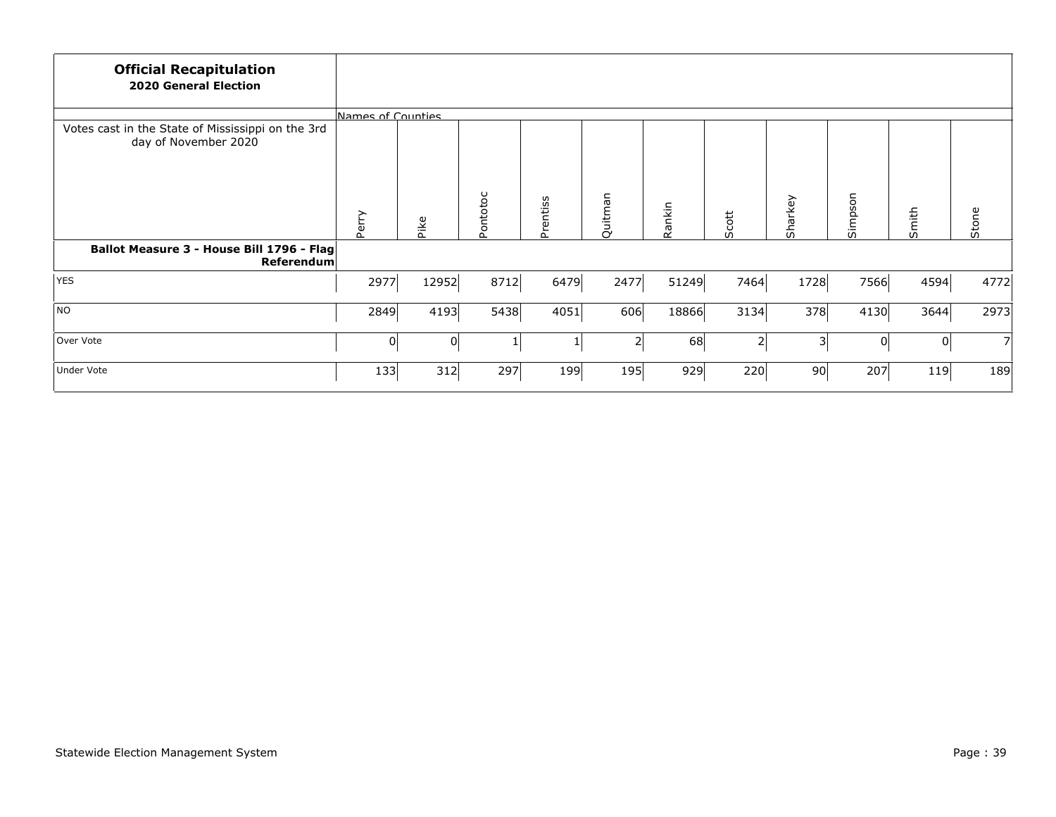**Official Recapitulation**
**2020 General Election**

| Votes cast in the State of Mississippi on the 3rd day of November 2020 | Names of Counties | | | | | | | | | | |
|---|---|---|---|---|---|---|---|---|---|---|---|
| | Perry | Pike | Pontotoc | Prentiss | Quitman | Rankin | Scott | Sharkey | Simpson | Smith | Stone |
| **Ballot Measure 3 - House Bill 1796 - Flag Referendum** | | | | | | | | | | | |
| YES | 2977 | 12952 | 8712 | 6479 | 2477 | 51249 | 7464 | 1728 | 7566 | 4594 | 4772 |
| NO | 2849 | 4193 | 5438 | 4051 | 606 | 18866 | 3134 | 378 | 4130 | 3644 | 2973 |
| Over Vote | 0 | 0 | 1 | 1 | 2 | 68 | 2 | 3 | 0 | 0 | 7 |
| Under Vote | 133 | 312 | 297 | 199 | 195 | 929 | 220 | 90 | 207 | 119 | 189 |

Statewide Election Management System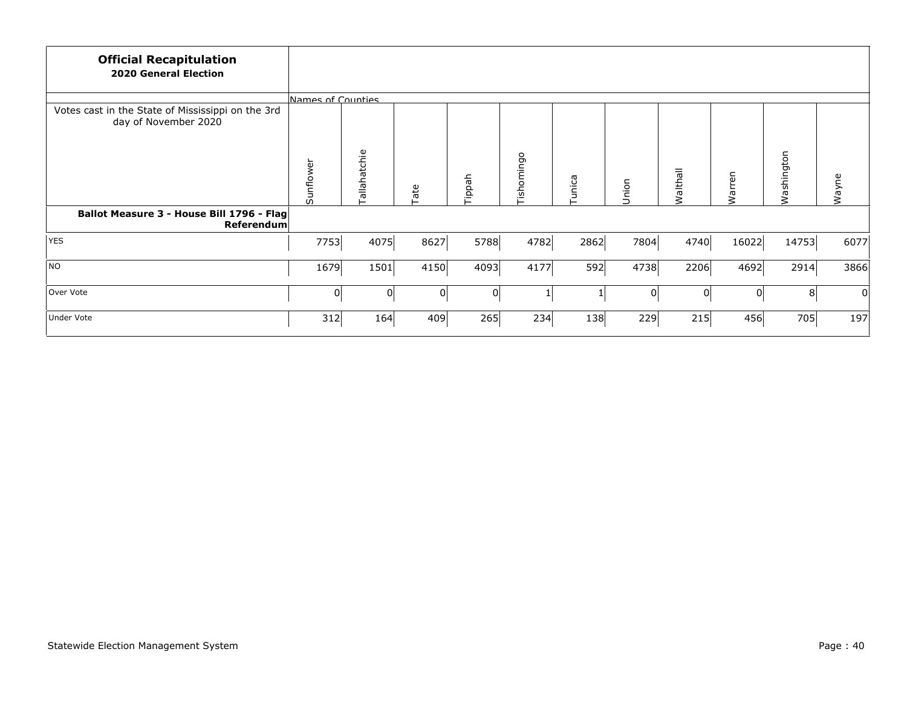**Official Recapitulation**
**2020 General Election**

| Votes cast in the State of Mississippi on the 3rd day of November 2020 | Sunflower | Tallahatchie | Tate | Tippah | Tishomingo | Tunica | Union | Walthall | Warren | Washington | Wayne |
|---|---|---|---|---|---|---|---|---|---|---|---|
| **Ballot Measure 3 - House Bill 1796 - Flag Referendum** | | | | | | | | | | | |
| YES | 7753 | 4075 | 8627 | 5788 | 4782 | 2862 | 7804 | 4740 | 16022 | 14753 | 6077 |
| NO | 1679 | 1501 | 4150 | 4093 | 4177 | 592 | 4738 | 2206 | 4692 | 2914 | 3866 |
| Over Vote | 0 | 0 | 0 | 0 | 1 | 1 | 0 | 0 | 0 | 8 | 0 |
| Under Vote | 312 | 164 | 409 | 265 | 234 | 138 | 229 | 215 | 456 | 705 | 197 |

Statewide Election Management System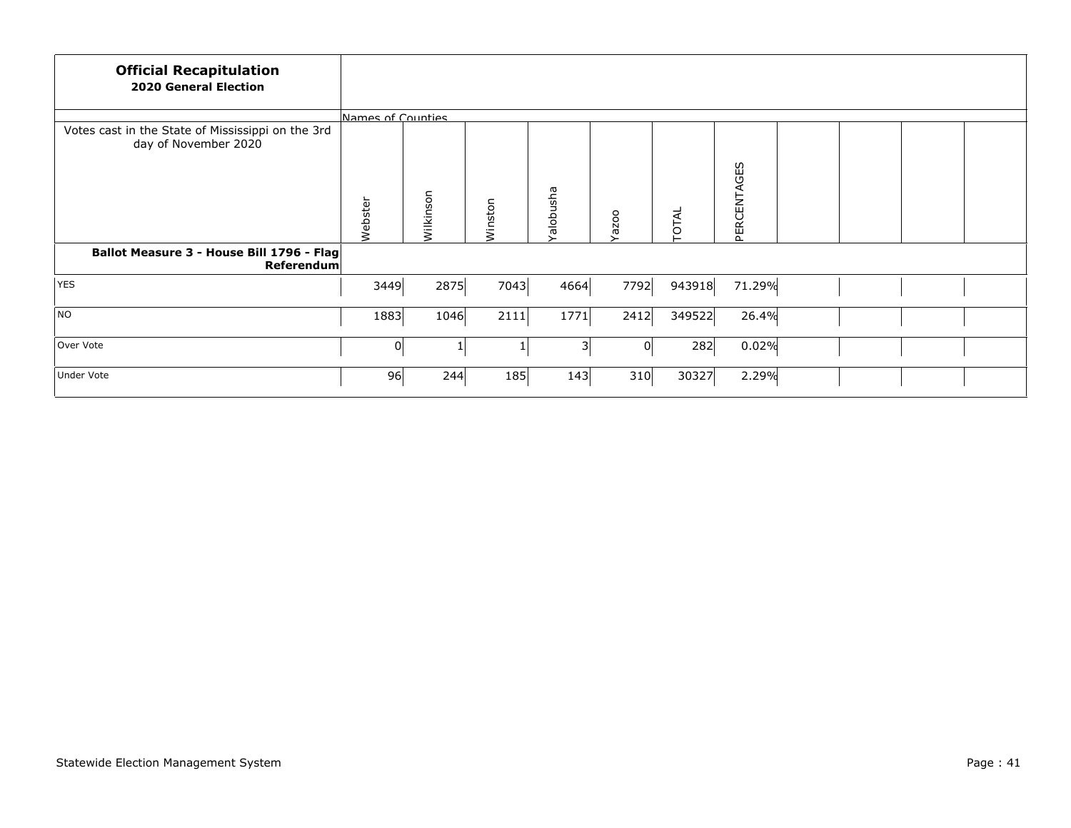**Official Recapitulation**
**2020 General Election**

| Votes cast in the State of Mississippi on the 3rd day of November 2020 | Webster | Wilkinson | Winston | Yalobusha | Yazoo | TOTAL | PERCENTAGES | | | | |
|---|---|---|---|---|---|---|---|---|---|---|---|
| **Ballot Measure 3 - House Bill 1796 - Flag Referendum** | | | | | | | | | | | |
| YES | 3449 | 2875 | 7043 | 4664 | 7792 | 943918 | 71.29% | | | | |
| NO | 1883 | 1046 | 2111 | 1771 | 2412 | 349522 | 26.4% | | | | |
| Over Vote | 0 | 1 | 1 | 3 | 0 | 282 | 0.02% | | | | |
| Under Vote | 96 | 244 | 185 | 143 | 310 | 30327 | 2.29% | | | | |

Names of Counties

Statewide Election Management System